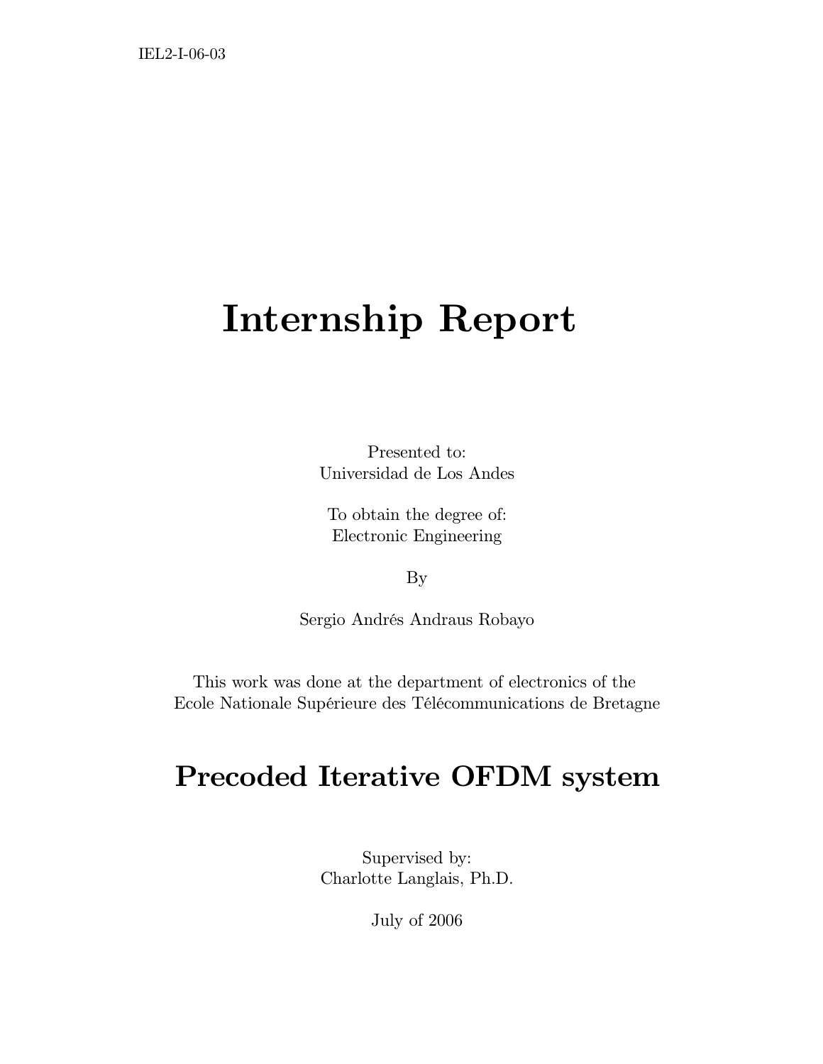IEL2-I-06-03

# Internship Report

Presented to:
Universidad de Los Andes

To obtain the degree of:
Electronic Engineering

By

Sergio Andrés Andraus Robayo

This work was done at the department of electronics of the
Ecole Nationale Supérieure des Télécommunications de Bretagne

# Precoded Iterative OFDM system

Supervised by:
Charlotte Langlais, Ph.D.

July of 2006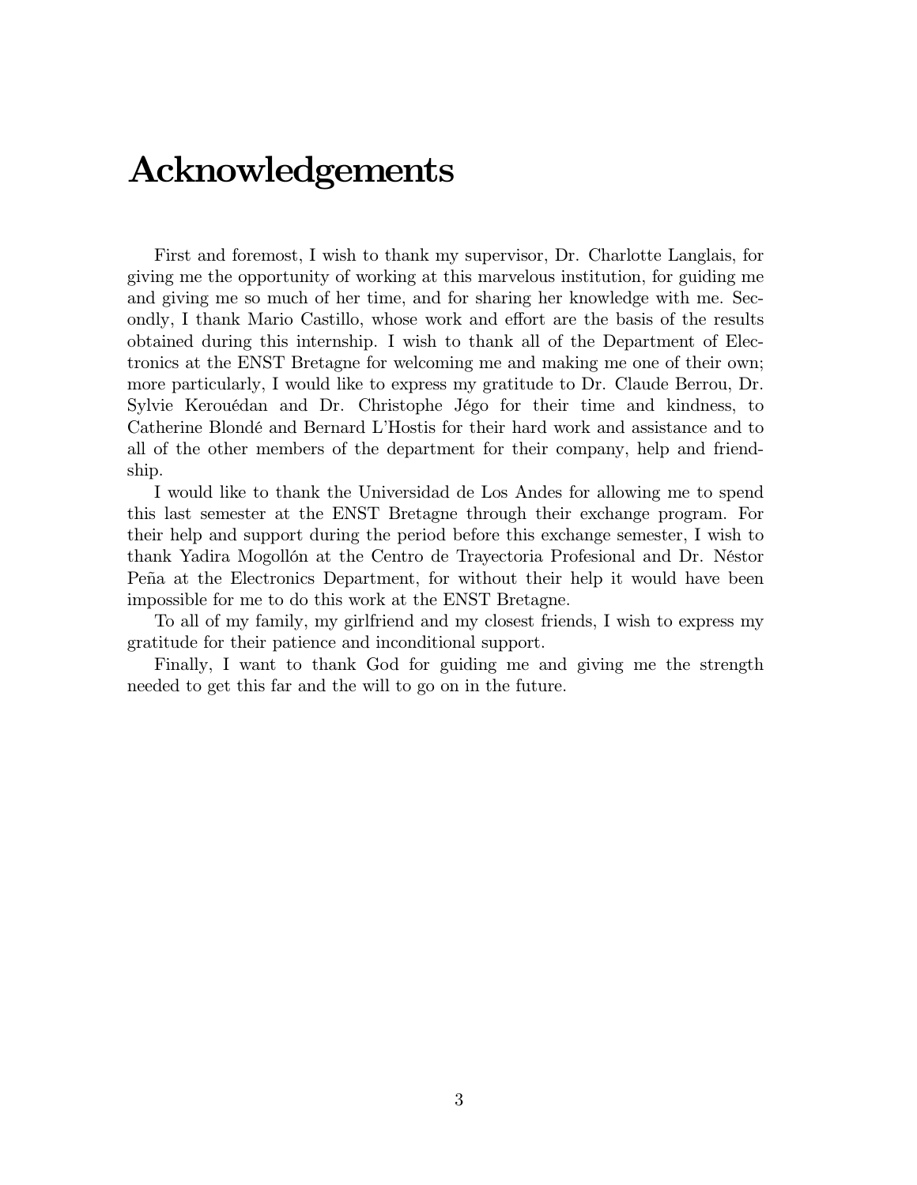# Acknowledgements

First and foremost, I wish to thank my supervisor, Dr. Charlotte Langlais, for giving me the opportunity of working at this marvelous institution, for guiding me and giving me so much of her time, and for sharing her knowledge with me. Secondly, I thank Mario Castillo, whose work and effort are the basis of the results obtained during this internship. I wish to thank all of the Department of Electronics at the ENST Bretagne for welcoming me and making me one of their own; more particularly, I would like to express my gratitude to Dr. Claude Berrou, Dr. Sylvie Kerouédan and Dr. Christophe Jégo for their time and kindness, to Catherine Blondé and Bernard L'Hostis for their hard work and assistance and to all of the other members of the department for their company, help and friendship.

I would like to thank the Universidad de Los Andes for allowing me to spend this last semester at the ENST Bretagne through their exchange program. For their help and support during the period before this exchange semester, I wish to thank Yadira Mogollón at the Centro de Trayectoria Profesional and Dr. Néstor Peña at the Electronics Department, for without their help it would have been impossible for me to do this work at the ENST Bretagne.

To all of my family, my girlfriend and my closest friends, I wish to express my gratitude for their patience and inconditional support.

Finally, I want to thank God for guiding me and giving me the strength needed to get this far and the will to go on in the future.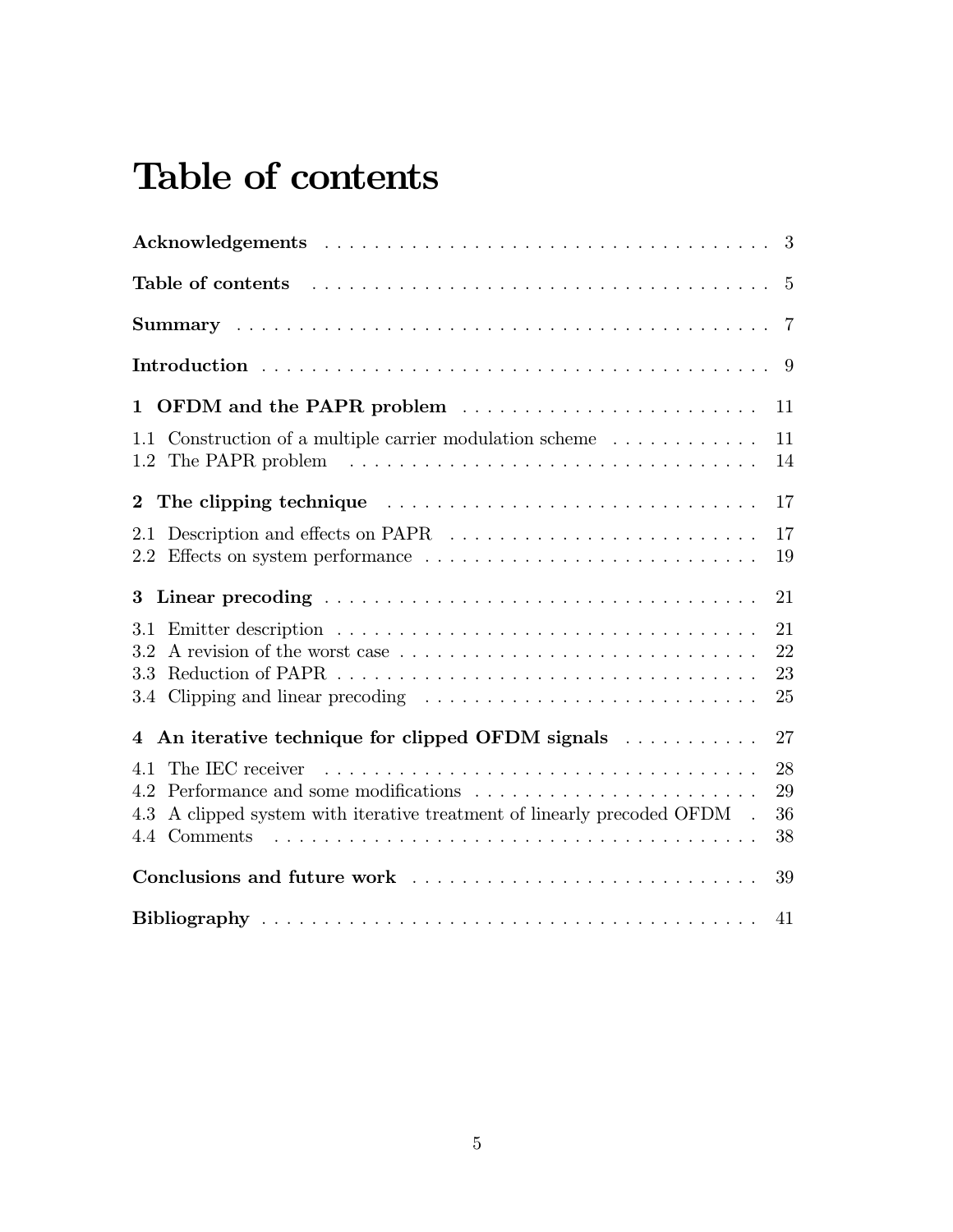# Table of contents

**Acknowledgements** . . . . . . . . . . . . . . . . . . . . . . . . . . . . . . . . . . . . . . . 3

**Table of contents** . . . . . . . . . . . . . . . . . . . . . . . . . . . . . . . . . . . . . . . 5

**Summary** . . . . . . . . . . . . . . . . . . . . . . . . . . . . . . . . . . . . . . . . . . . . . 7

**Introduction** . . . . . . . . . . . . . . . . . . . . . . . . . . . . . . . . . . . . . . . . . . 9

**1 OFDM and the PAPR problem** . . . . . . . . . . . . . . . . . . . . . . . . . 11

1.1 Construction of a multiple carrier modulation scheme . . . . . . . . . . . . 11
1.2 The PAPR problem . . . . . . . . . . . . . . . . . . . . . . . . . . . . . . . . . 14

**2 The clipping technique** . . . . . . . . . . . . . . . . . . . . . . . . . . . . . . 17

2.1 Description and effects on PAPR . . . . . . . . . . . . . . . . . . . . . . . . 17
2.2 Effects on system performance . . . . . . . . . . . . . . . . . . . . . . . . . . 19

**3 Linear precoding** . . . . . . . . . . . . . . . . . . . . . . . . . . . . . . . . . . 21

3.1 Emitter description . . . . . . . . . . . . . . . . . . . . . . . . . . . . . . . . . . 21
3.2 A revision of the worst case . . . . . . . . . . . . . . . . . . . . . . . . . . . . 22
3.3 Reduction of PAPR . . . . . . . . . . . . . . . . . . . . . . . . . . . . . . . . . . 23
3.4 Clipping and linear precoding . . . . . . . . . . . . . . . . . . . . . . . . . . . 25

**4 An iterative technique for clipped OFDM signals** . . . . . . . . . . . 27

4.1 The IEC receiver . . . . . . . . . . . . . . . . . . . . . . . . . . . . . . . . . . . . 28
4.2 Performance and some modifications . . . . . . . . . . . . . . . . . . . . . . . 29
4.3 A clipped system with iterative treatment of linearly precoded OFDM . 36
4.4 Comments . . . . . . . . . . . . . . . . . . . . . . . . . . . . . . . . . . . . . . . . 38

**Conclusions and future work** . . . . . . . . . . . . . . . . . . . . . . . . . . . 39

**Bibliography** . . . . . . . . . . . . . . . . . . . . . . . . . . . . . . . . . . . . . . . . 41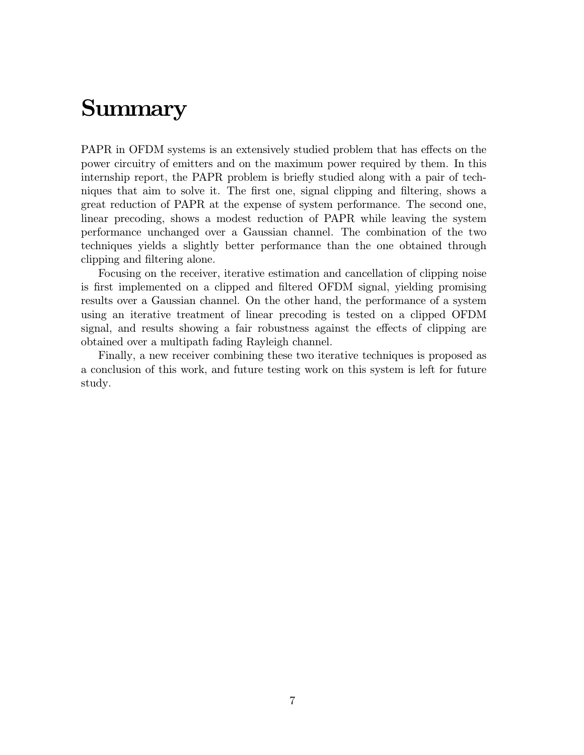# Summary

PAPR in OFDM systems is an extensively studied problem that has effects on the power circuitry of emitters and on the maximum power required by them. In this internship report, the PAPR problem is briefly studied along with a pair of techniques that aim to solve it. The first one, signal clipping and filtering, shows a great reduction of PAPR at the expense of system performance. The second one, linear precoding, shows a modest reduction of PAPR while leaving the system performance unchanged over a Gaussian channel. The combination of the two techniques yields a slightly better performance than the one obtained through clipping and filtering alone.

Focusing on the receiver, iterative estimation and cancellation of clipping noise is first implemented on a clipped and filtered OFDM signal, yielding promising results over a Gaussian channel. On the other hand, the performance of a system using an iterative treatment of linear precoding is tested on a clipped OFDM signal, and results showing a fair robustness against the effects of clipping are obtained over a multipath fading Rayleigh channel.

Finally, a new receiver combining these two iterative techniques is proposed as a conclusion of this work, and future testing work on this system is left for future study.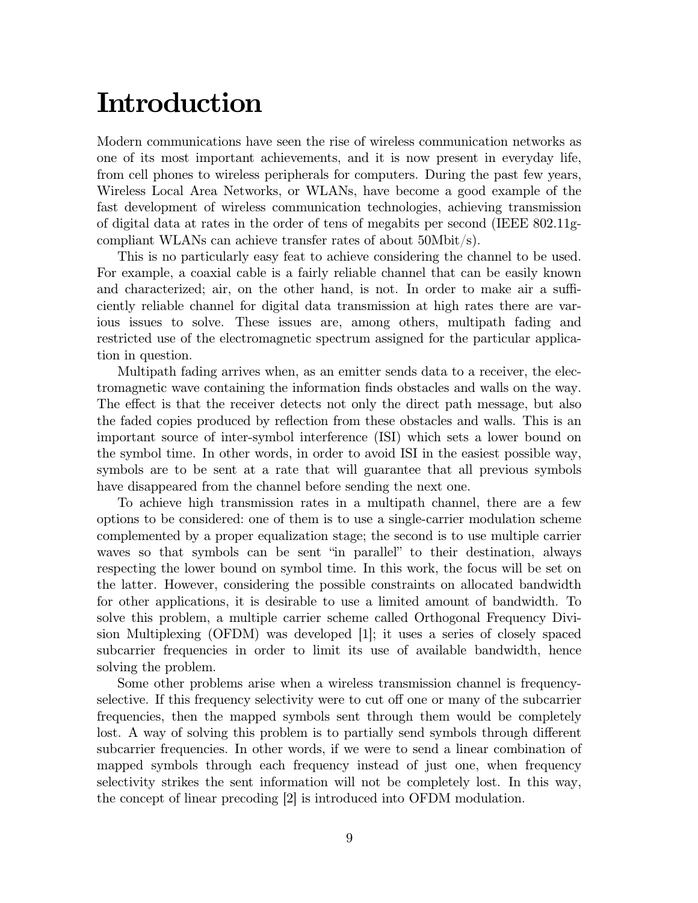# Introduction

Modern communications have seen the rise of wireless communication networks as one of its most important achievements, and it is now present in everyday life, from cell phones to wireless peripherals for computers. During the past few years, Wireless Local Area Networks, or WLANs, have become a good example of the fast development of wireless communication technologies, achieving transmission of digital data at rates in the order of tens of megabits per second (IEEE 802.11g-compliant WLANs can achieve transfer rates of about 50Mbit/s).

This is no particularly easy feat to achieve considering the channel to be used. For example, a coaxial cable is a fairly reliable channel that can be easily known and characterized; air, on the other hand, is not. In order to make air a sufficiently reliable channel for digital data transmission at high rates there are various issues to solve. These issues are, among others, multipath fading and restricted use of the electromagnetic spectrum assigned for the particular application in question.

Multipath fading arrives when, as an emitter sends data to a receiver, the electromagnetic wave containing the information finds obstacles and walls on the way. The effect is that the receiver detects not only the direct path message, but also the faded copies produced by reflection from these obstacles and walls. This is an important source of inter-symbol interference (ISI) which sets a lower bound on the symbol time. In other words, in order to avoid ISI in the easiest possible way, symbols are to be sent at a rate that will guarantee that all previous symbols have disappeared from the channel before sending the next one.

To achieve high transmission rates in a multipath channel, there are a few options to be considered: one of them is to use a single-carrier modulation scheme complemented by a proper equalization stage; the second is to use multiple carrier waves so that symbols can be sent "in parallel" to their destination, always respecting the lower bound on symbol time. In this work, the focus will be set on the latter. However, considering the possible constraints on allocated bandwidth for other applications, it is desirable to use a limited amount of bandwidth. To solve this problem, a multiple carrier scheme called Orthogonal Frequency Division Multiplexing (OFDM) was developed [1]; it uses a series of closely spaced subcarrier frequencies in order to limit its use of available bandwidth, hence solving the problem.

Some other problems arise when a wireless transmission channel is frequency-selective. If this frequency selectivity were to cut off one or many of the subcarrier frequencies, then the mapped symbols sent through them would be completely lost. A way of solving this problem is to partially send symbols through different subcarrier frequencies. In other words, if we were to send a linear combination of mapped symbols through each frequency instead of just one, when frequency selectivity strikes the sent information will not be completely lost. In this way, the concept of linear precoding [2] is introduced into OFDM modulation.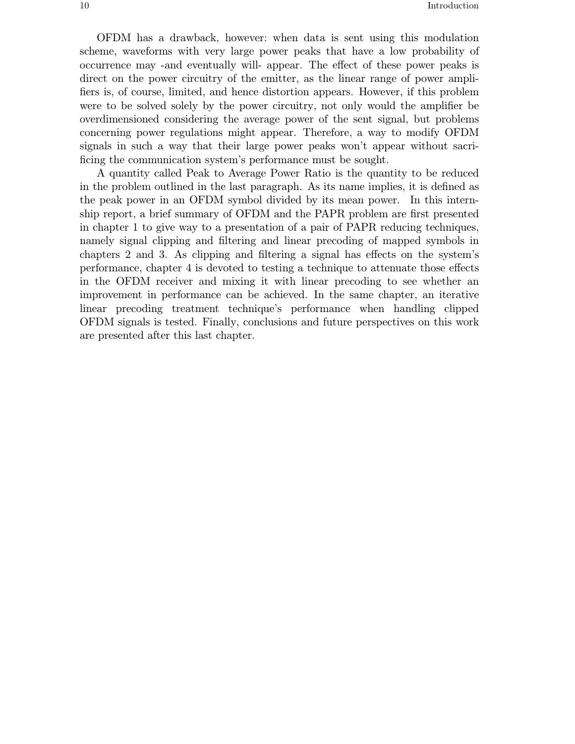OFDM has a drawback, however: when data is sent using this modulation scheme, waveforms with very large power peaks that have a low probability of occurrence may -and eventually will- appear. The effect of these power peaks is direct on the power circuitry of the emitter, as the linear range of power amplifiers is, of course, limited, and hence distortion appears. However, if this problem were to be solved solely by the power circuitry, not only would the amplifier be overdimensioned considering the average power of the sent signal, but problems concerning power regulations might appear. Therefore, a way to modify OFDM signals in such a way that their large power peaks won't appear without sacrificing the communication system's performance must be sought.

A quantity called Peak to Average Power Ratio is the quantity to be reduced in the problem outlined in the last paragraph. As its name implies, it is defined as the peak power in an OFDM symbol divided by its mean power. In this internship report, a brief summary of OFDM and the PAPR problem are first presented in chapter 1 to give way to a presentation of a pair of PAPR reducing techniques, namely signal clipping and filtering and linear precoding of mapped symbols in chapters 2 and 3. As clipping and filtering a signal has effects on the system's performance, chapter 4 is devoted to testing a technique to attenuate those effects in the OFDM receiver and mixing it with linear precoding to see whether an improvement in performance can be achieved. In the same chapter, an iterative linear precoding treatment technique's performance when handling clipped OFDM signals is tested. Finally, conclusions and future perspectives on this work are presented after this last chapter.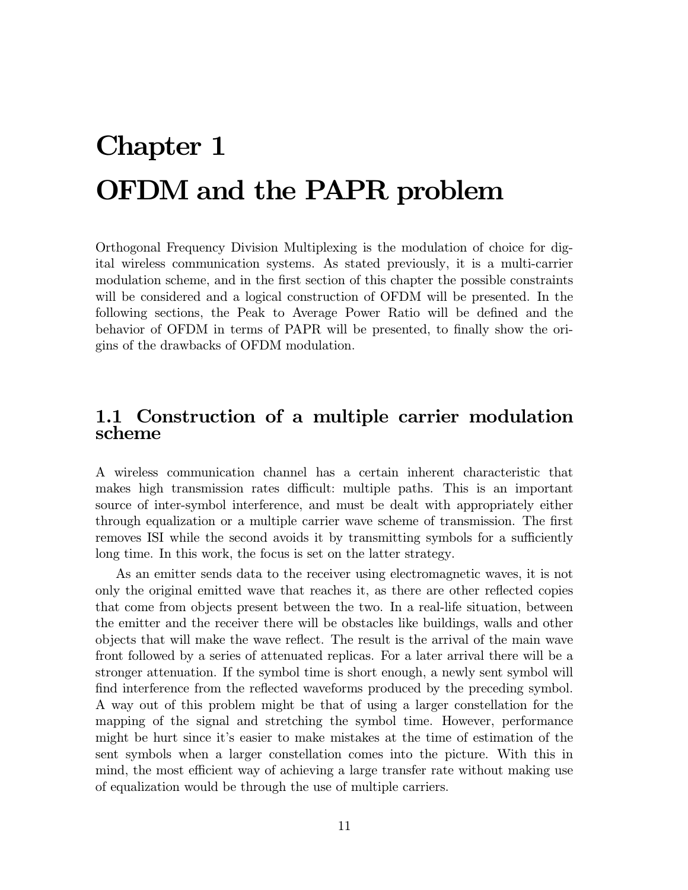# Chapter 1

# OFDM and the PAPR problem

Orthogonal Frequency Division Multiplexing is the modulation of choice for digital wireless communication systems. As stated previously, it is a multi-carrier modulation scheme, and in the first section of this chapter the possible constraints will be considered and a logical construction of OFDM will be presented. In the following sections, the Peak to Average Power Ratio will be defined and the behavior of OFDM in terms of PAPR will be presented, to finally show the origins of the drawbacks of OFDM modulation.

## 1.1 Construction of a multiple carrier modulation scheme

A wireless communication channel has a certain inherent characteristic that makes high transmission rates difficult: multiple paths. This is an important source of inter-symbol interference, and must be dealt with appropriately either through equalization or a multiple carrier wave scheme of transmission. The first removes ISI while the second avoids it by transmitting symbols for a sufficiently long time. In this work, the focus is set on the latter strategy.

As an emitter sends data to the receiver using electromagnetic waves, it is not only the original emitted wave that reaches it, as there are other reflected copies that come from objects present between the two. In a real-life situation, between the emitter and the receiver there will be obstacles like buildings, walls and other objects that will make the wave reflect. The result is the arrival of the main wave front followed by a series of attenuated replicas. For a later arrival there will be a stronger attenuation. If the symbol time is short enough, a newly sent symbol will find interference from the reflected waveforms produced by the preceding symbol. A way out of this problem might be that of using a larger constellation for the mapping of the signal and stretching the symbol time. However, performance might be hurt since it's easier to make mistakes at the time of estimation of the sent symbols when a larger constellation comes into the picture. With this in mind, the most efficient way of achieving a large transfer rate without making use of equalization would be through the use of multiple carriers.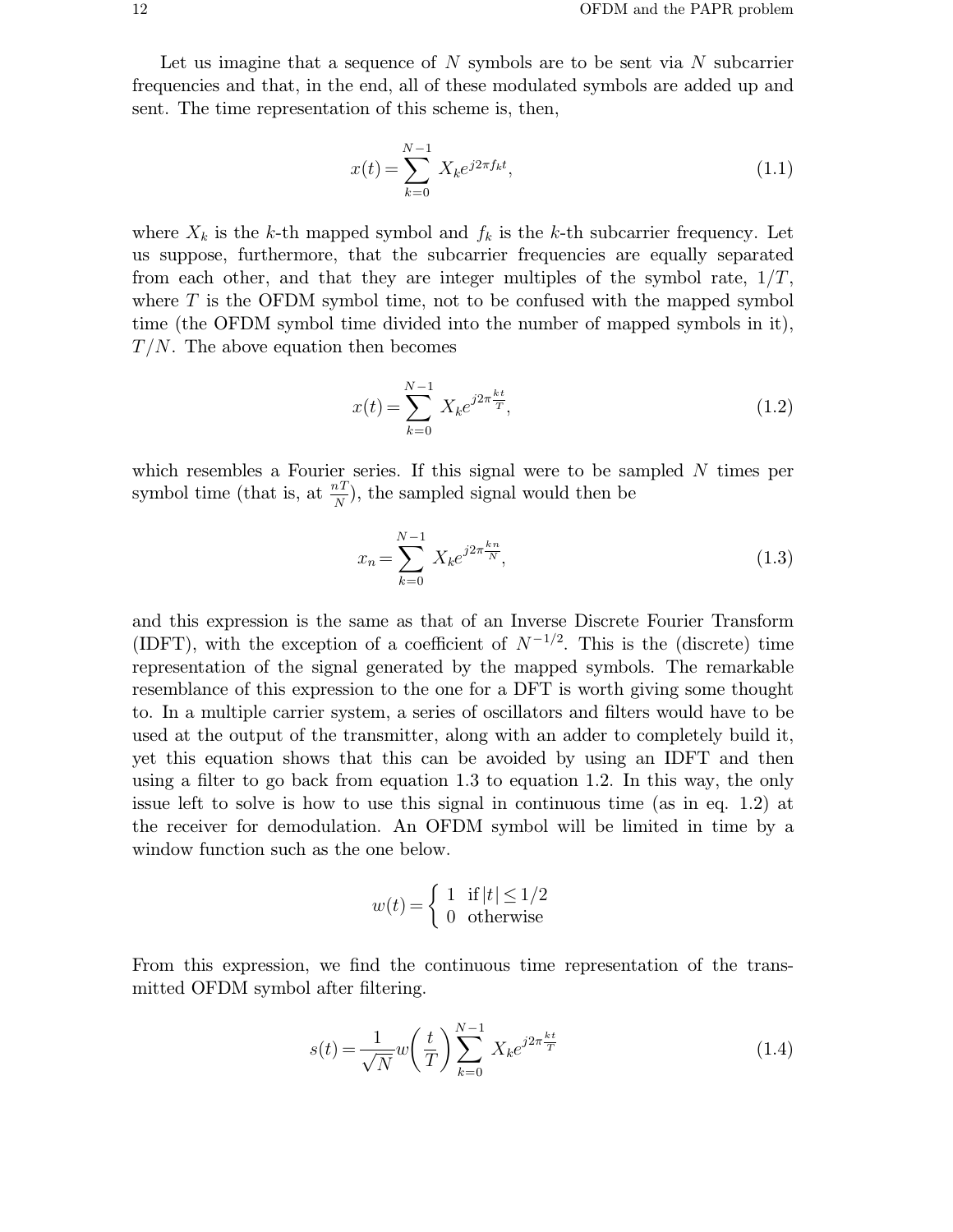Let us imagine that a sequence of $N$ symbols are to be sent via $N$ subcarrier frequencies and that, in the end, all of these modulated symbols are added up and sent. The time representation of this scheme is, then,

$$x(t) = \sum_{k=0}^{N-1} X_k e^{j2\pi f_k t}, \tag{1.1}$$

where $X_k$ is the $k$-th mapped symbol and $f_k$ is the $k$-th subcarrier frequency. Let us suppose, furthermore, that the subcarrier frequencies are equally separated from each other, and that they are integer multiples of the symbol rate, $1/T$, where $T$ is the OFDM symbol time, not to be confused with the mapped symbol time (the OFDM symbol time divided into the number of mapped symbols in it), $T/N$. The above equation then becomes

$$x(t) = \sum_{k=0}^{N-1} X_k e^{j2\pi \frac{kt}{T}}, \tag{1.2}$$

which resembles a Fourier series. If this signal were to be sampled $N$ times per symbol time (that is, at $\frac{nT}{N}$), the sampled signal would then be

$$x_n = \sum_{k=0}^{N-1} X_k e^{j2\pi \frac{kn}{N}}, \tag{1.3}$$

and this expression is the same as that of an Inverse Discrete Fourier Transform (IDFT), with the exception of a coefficient of $N^{-1/2}$. This is the (discrete) time representation of the signal generated by the mapped symbols. The remarkable resemblance of this expression to the one for a DFT is worth giving some thought to. In a multiple carrier system, a series of oscillators and filters would have to be used at the output of the transmitter, along with an adder to completely build it, yet this equation shows that this can be avoided by using an IDFT and then using a filter to go back from equation 1.3 to equation 1.2. In this way, the only issue left to solve is how to use this signal in continuous time (as in eq. 1.2) at the receiver for demodulation. An OFDM symbol will be limited in time by a window function such as the one below.

$$w(t) = \begin{cases} 1 & \text{if } |t| \leq 1/2 \\ 0 & \text{otherwise} \end{cases}$$

From this expression, we find the continuous time representation of the transmitted OFDM symbol after filtering.

$$s(t) = \frac{1}{\sqrt{N}} w\left(\frac{t}{T}\right) \sum_{k=0}^{N-1} X_k e^{j2\pi \frac{kt}{T}} \tag{1.4}$$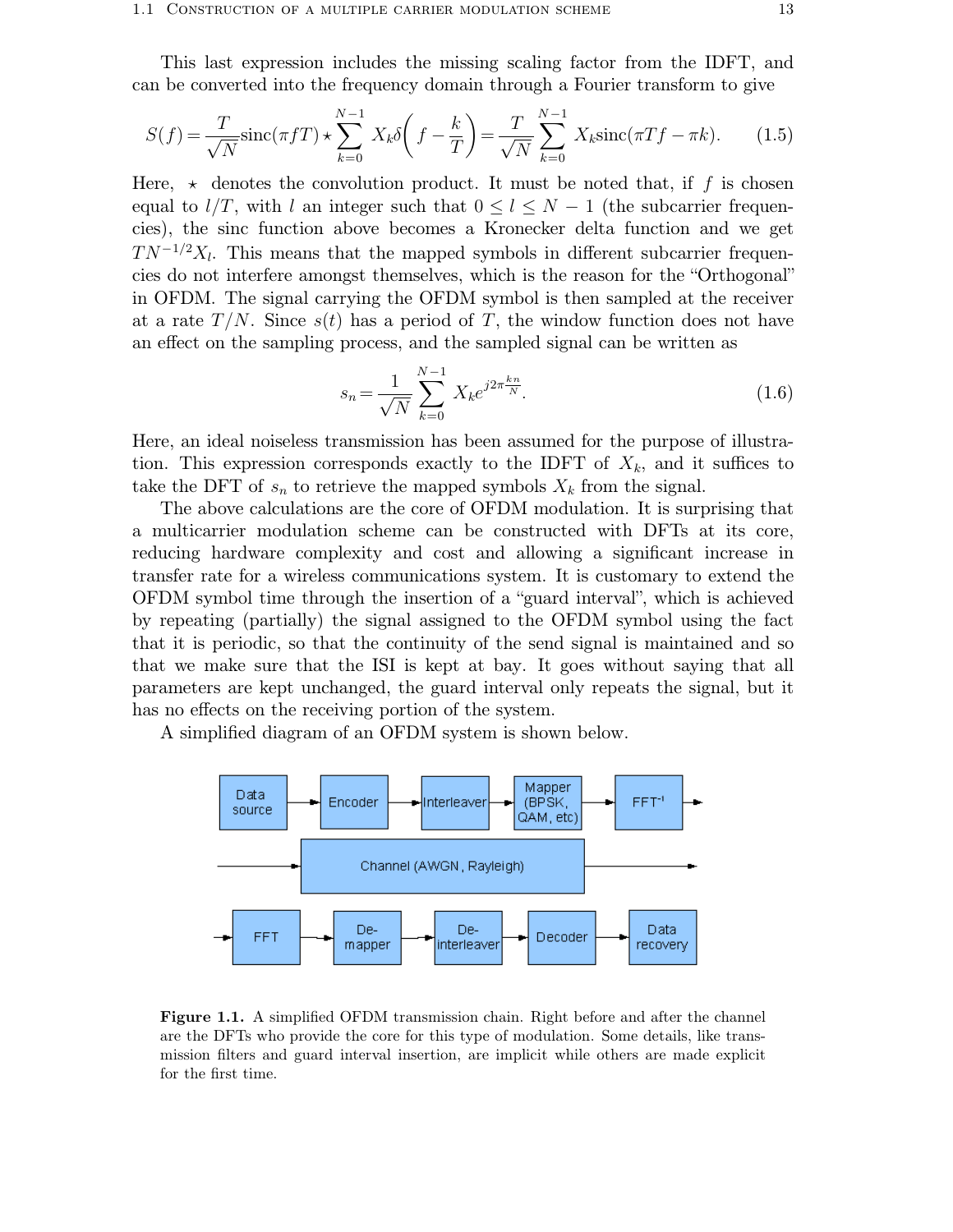This last expression includes the missing scaling factor from the IDFT, and can be converted into the frequency domain through a Fourier transform to give

$$S(f) = \frac{T}{\sqrt{N}}\operatorname{sinc}(\pi f T) \star \sum_{k=0}^{N-1} X_k \delta\left(f - \frac{k}{T}\right) = \frac{T}{\sqrt{N}} \sum_{k=0}^{N-1} X_k \operatorname{sinc}(\pi T f - \pi k). \tag{1.5}$$

Here, $\star$ denotes the convolution product. It must be noted that, if $f$ is chosen equal to $l/T$, with $l$ an integer such that $0 \leq l \leq N-1$ (the subcarrier frequencies), the sinc function above becomes a Kronecker delta function and we get $TN^{-1/2}X_l$. This means that the mapped symbols in different subcarrier frequencies do not interfere amongst themselves, which is the reason for the "Orthogonal" in OFDM. The signal carrying the OFDM symbol is then sampled at the receiver at a rate $T/N$. Since $s(t)$ has a period of $T$, the window function does not have an effect on the sampling process, and the sampled signal can be written as

$$s_n = \frac{1}{\sqrt{N}} \sum_{k=0}^{N-1} X_k e^{j2\pi\frac{kn}{N}}. \tag{1.6}$$

Here, an ideal noiseless transmission has been assumed for the purpose of illustration. This expression corresponds exactly to the IDFT of $X_k$, and it suffices to take the DFT of $s_n$ to retrieve the mapped symbols $X_k$ from the signal.

The above calculations are the core of OFDM modulation. It is surprising that a multicarrier modulation scheme can be constructed with DFTs at its core, reducing hardware complexity and cost and allowing a significant increase in transfer rate for a wireless communications system. It is customary to extend the OFDM symbol time through the insertion of a "guard interval", which is achieved by repeating (partially) the signal assigned to the OFDM symbol using the fact that it is periodic, so that the continuity of the send signal is maintained and so that we make sure that the ISI is kept at bay. It goes without saying that all parameters are kept unchanged, the guard interval only repeats the signal, but it has no effects on the receiving portion of the system.

A simplified diagram of an OFDM system is shown below.

Data source → Encoder → Interleaver → Mapper (BPSK, QAM, etc) → FFT$^{-1}$ →

→ Channel (AWGN, Rayleigh) →

→ FFT → De-mapper → De-interleaver → Decoder → Data recovery

**Figure 1.1.** A simplified OFDM transmission chain. Right before and after the channel are the DFTs who provide the core for this type of modulation. Some details, like transmission filters and guard interval insertion, are implicit while others are made explicit for the first time.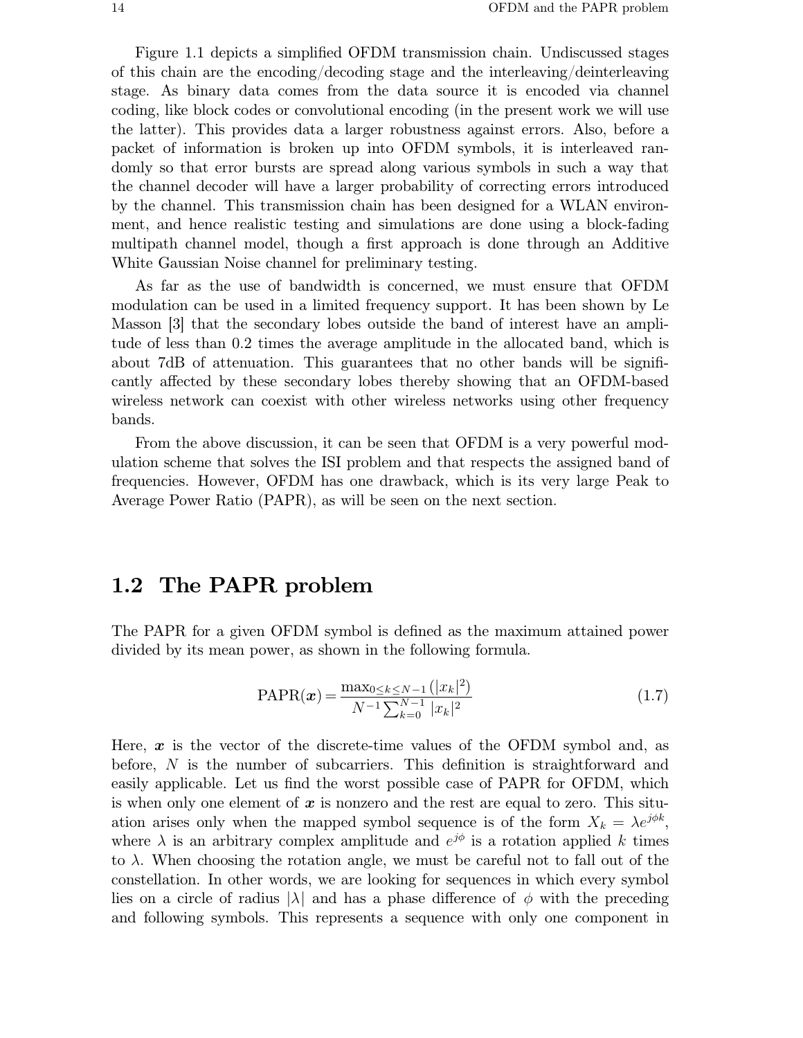Figure 1.1 depicts a simplified OFDM transmission chain. Undiscussed stages of this chain are the encoding/decoding stage and the interleaving/deinterleaving stage. As binary data comes from the data source it is encoded via channel coding, like block codes or convolutional encoding (in the present work we will use the latter). This provides data a larger robustness against errors. Also, before a packet of information is broken up into OFDM symbols, it is interleaved randomly so that error bursts are spread along various symbols in such a way that the channel decoder will have a larger probability of correcting errors introduced by the channel. This transmission chain has been designed for a WLAN environment, and hence realistic testing and simulations are done using a block-fading multipath channel model, though a first approach is done through an Additive White Gaussian Noise channel for preliminary testing.

As far as the use of bandwidth is concerned, we must ensure that OFDM modulation can be used in a limited frequency support. It has been shown by Le Masson [3] that the secondary lobes outside the band of interest have an amplitude of less than 0.2 times the average amplitude in the allocated band, which is about 7dB of attenuation. This guarantees that no other bands will be significantly affected by these secondary lobes thereby showing that an OFDM-based wireless network can coexist with other wireless networks using other frequency bands.

From the above discussion, it can be seen that OFDM is a very powerful modulation scheme that solves the ISI problem and that respects the assigned band of frequencies. However, OFDM has one drawback, which is its very large Peak to Average Power Ratio (PAPR), as will be seen on the next section.

## 1.2 The PAPR problem

The PAPR for a given OFDM symbol is defined as the maximum attained power divided by its mean power, as shown in the following formula.

$$\text{PAPR}(\boldsymbol{x}) = \frac{\max_{0 \leq k \leq N-1} \left(|x_k|^2\right)}{N^{-1} \sum_{k=0}^{N-1} |x_k|^2} \tag{1.7}$$

Here, $\boldsymbol{x}$ is the vector of the discrete-time values of the OFDM symbol and, as before, $N$ is the number of subcarriers. This definition is straightforward and easily applicable. Let us find the worst possible case of PAPR for OFDM, which is when only one element of $\boldsymbol{x}$ is nonzero and the rest are equal to zero. This situation arises only when the mapped symbol sequence is of the form $X_k = \lambda e^{j\phi k}$, where $\lambda$ is an arbitrary complex amplitude and $e^{j\phi}$ is a rotation applied $k$ times to $\lambda$. When choosing the rotation angle, we must be careful not to fall out of the constellation. In other words, we are looking for sequences in which every symbol lies on a circle of radius $|\lambda|$ and has a phase difference of $\phi$ with the preceding and following symbols. This represents a sequence with only one component in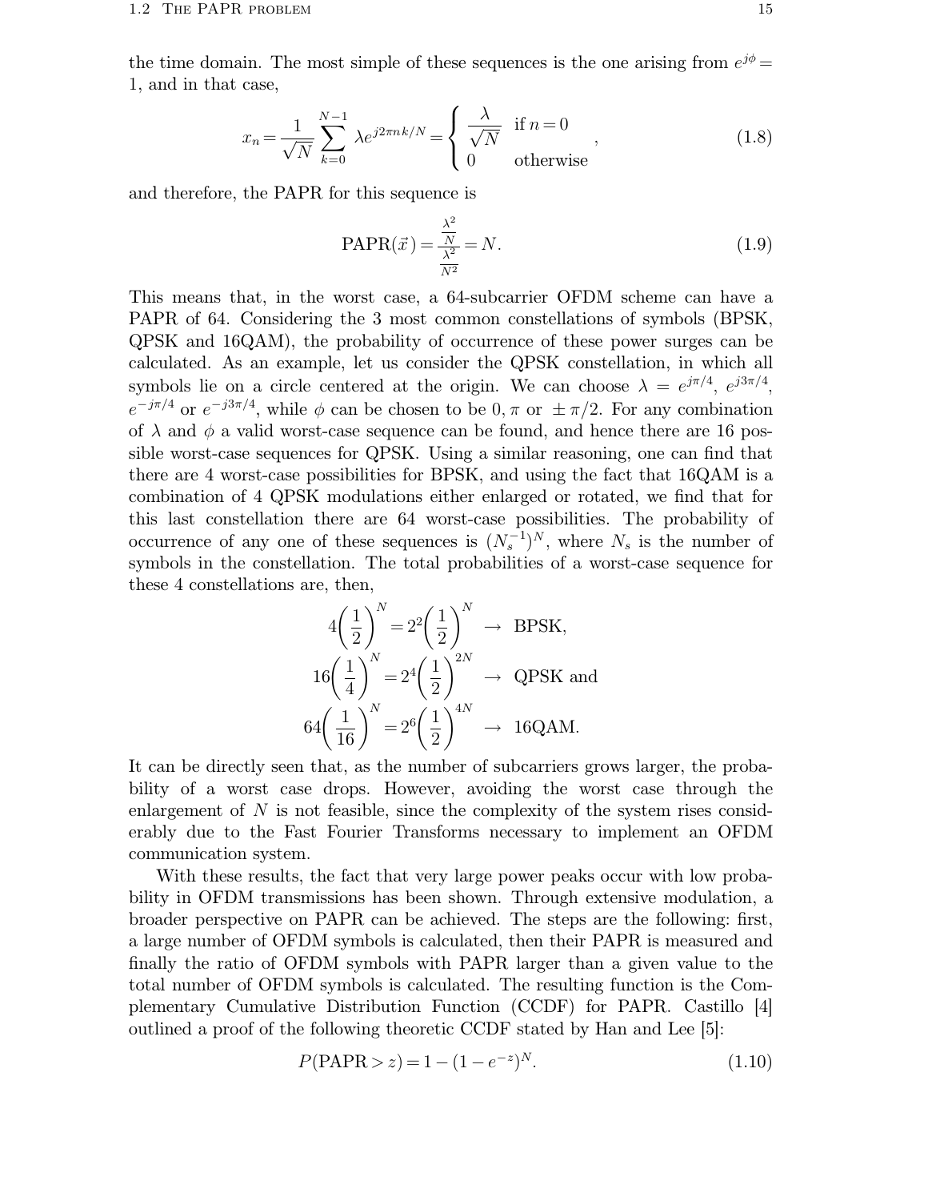the time domain. The most simple of these sequences is the one arising from $e^{j\phi} = 1$, and in that case,

$$x_n = \frac{1}{\sqrt{N}} \sum_{k=0}^{N-1} \lambda e^{j2\pi nk/N} = \begin{cases} \dfrac{\lambda}{\sqrt{N}} & \text{if } n = 0 \\ 0 & \text{otherwise} \end{cases}, \tag{1.8}$$

and therefore, the PAPR for this sequence is

$$\mathrm{PAPR}(\vec{x}) = \frac{\frac{\lambda^2}{N}}{\frac{\lambda^2}{N^2}} = N. \tag{1.9}$$

This means that, in the worst case, a 64-subcarrier OFDM scheme can have a PAPR of 64. Considering the 3 most common constellations of symbols (BPSK, QPSK and 16QAM), the probability of occurrence of these power surges can be calculated. As an example, let us consider the QPSK constellation, in which all symbols lie on a circle centered at the origin. We can choose $\lambda = e^{j\pi/4}$, $e^{j3\pi/4}$, $e^{-j\pi/4}$ or $e^{-j3\pi/4}$, while $\phi$ can be chosen to be $0, \pi$ or $\pm\pi/2$. For any combination of $\lambda$ and $\phi$ a valid worst-case sequence can be found, and hence there are 16 possible worst-case sequences for QPSK. Using a similar reasoning, one can find that there are 4 worst-case possibilities for BPSK, and using the fact that 16QAM is a combination of 4 QPSK modulations either enlarged or rotated, we find that for this last constellation there are 64 worst-case possibilities. The probability of occurrence of any one of these sequences is $(N_s^{-1})^N$, where $N_s$ is the number of symbols in the constellation. The total probabilities of a worst-case sequence for these 4 constellations are, then,

$$\begin{aligned}
4\left(\frac{1}{2}\right)^N &= 2^2\left(\frac{1}{2}\right)^N \;\rightarrow\; \text{BPSK}, \\
16\left(\frac{1}{4}\right)^N &= 2^4\left(\frac{1}{2}\right)^{2N} \;\rightarrow\; \text{QPSK and} \\
64\left(\frac{1}{16}\right)^N &= 2^6\left(\frac{1}{2}\right)^{4N} \;\rightarrow\; \text{16QAM.}
\end{aligned}$$

It can be directly seen that, as the number of subcarriers grows larger, the probability of a worst case drops. However, avoiding the worst case through the enlargement of $N$ is not feasible, since the complexity of the system rises considerably due to the Fast Fourier Transforms necessary to implement an OFDM communication system.

With these results, the fact that very large power peaks occur with low probability in OFDM transmissions has been shown. Through extensive modulation, a broader perspective on PAPR can be achieved. The steps are the following: first, a large number of OFDM symbols is calculated, then their PAPR is measured and finally the ratio of OFDM symbols with PAPR larger than a given value to the total number of OFDM symbols is calculated. The resulting function is the Complementary Cumulative Distribution Function (CCDF) for PAPR. Castillo [4] outlined a proof of the following theoretic CCDF stated by Han and Lee [5]:

$$P(\mathrm{PAPR} > z) = 1 - (1 - e^{-z})^N. \tag{1.10}$$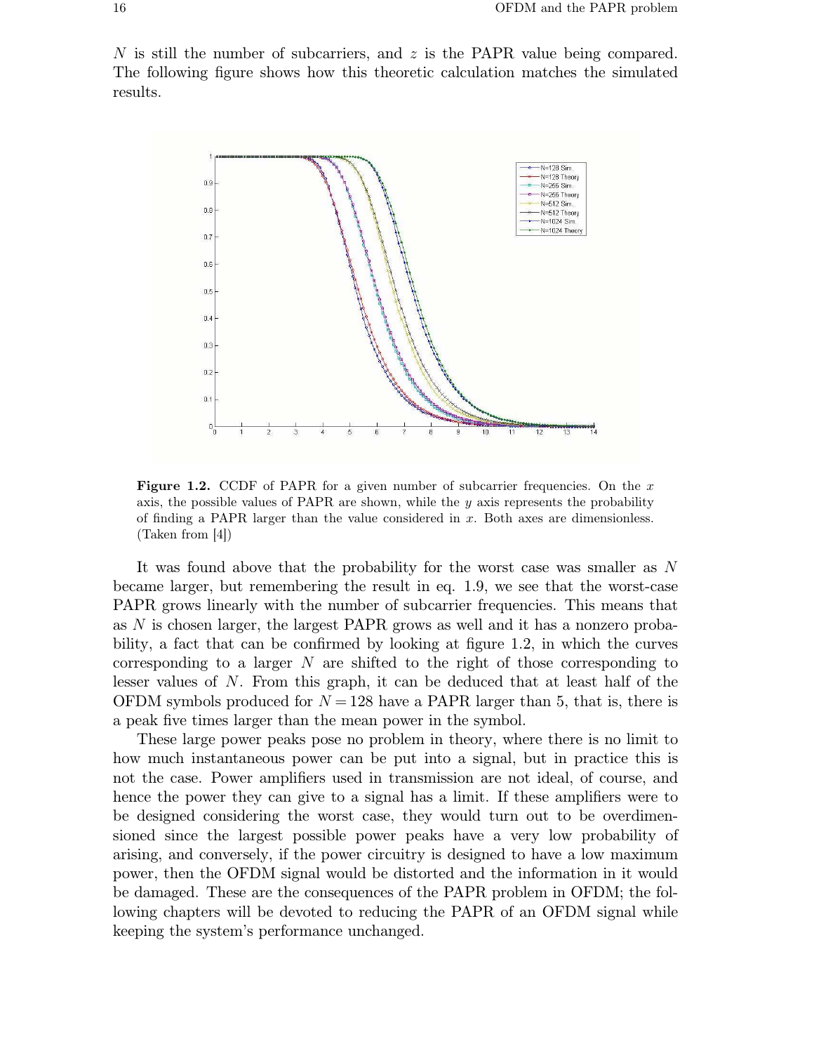$N$ is still the number of subcarriers, and $z$ is the PAPR value being compared. The following figure shows how this theoretic calculation matches the simulated results.

**Figure 1.2.** CCDF of PAPR for a given number of subcarrier frequencies. On the $x$ axis, the possible values of PAPR are shown, while the $y$ axis represents the probability of finding a PAPR larger than the value considered in $x$. Both axes are dimensionless. (Taken from [4])

It was found above that the probability for the worst case was smaller as $N$ became larger, but remembering the result in eq. 1.9, we see that the worst-case PAPR grows linearly with the number of subcarrier frequencies. This means that as $N$ is chosen larger, the largest PAPR grows as well and it has a nonzero probability, a fact that can be confirmed by looking at figure 1.2, in which the curves corresponding to a larger $N$ are shifted to the right of those corresponding to lesser values of $N$. From this graph, it can be deduced that at least half of the OFDM symbols produced for $N = 128$ have a PAPR larger than 5, that is, there is a peak five times larger than the mean power in the symbol.

These large power peaks pose no problem in theory, where there is no limit to how much instantaneous power can be put into a signal, but in practice this is not the case. Power amplifiers used in transmission are not ideal, of course, and hence the power they can give to a signal has a limit. If these amplifiers were to be designed considering the worst case, they would turn out to be overdimensioned since the largest possible power peaks have a very low probability of arising, and conversely, if the power circuitry is designed to have a low maximum power, then the OFDM signal would be distorted and the information in it would be damaged. These are the consequences of the PAPR problem in OFDM; the following chapters will be devoted to reducing the PAPR of an OFDM signal while keeping the system's performance unchanged.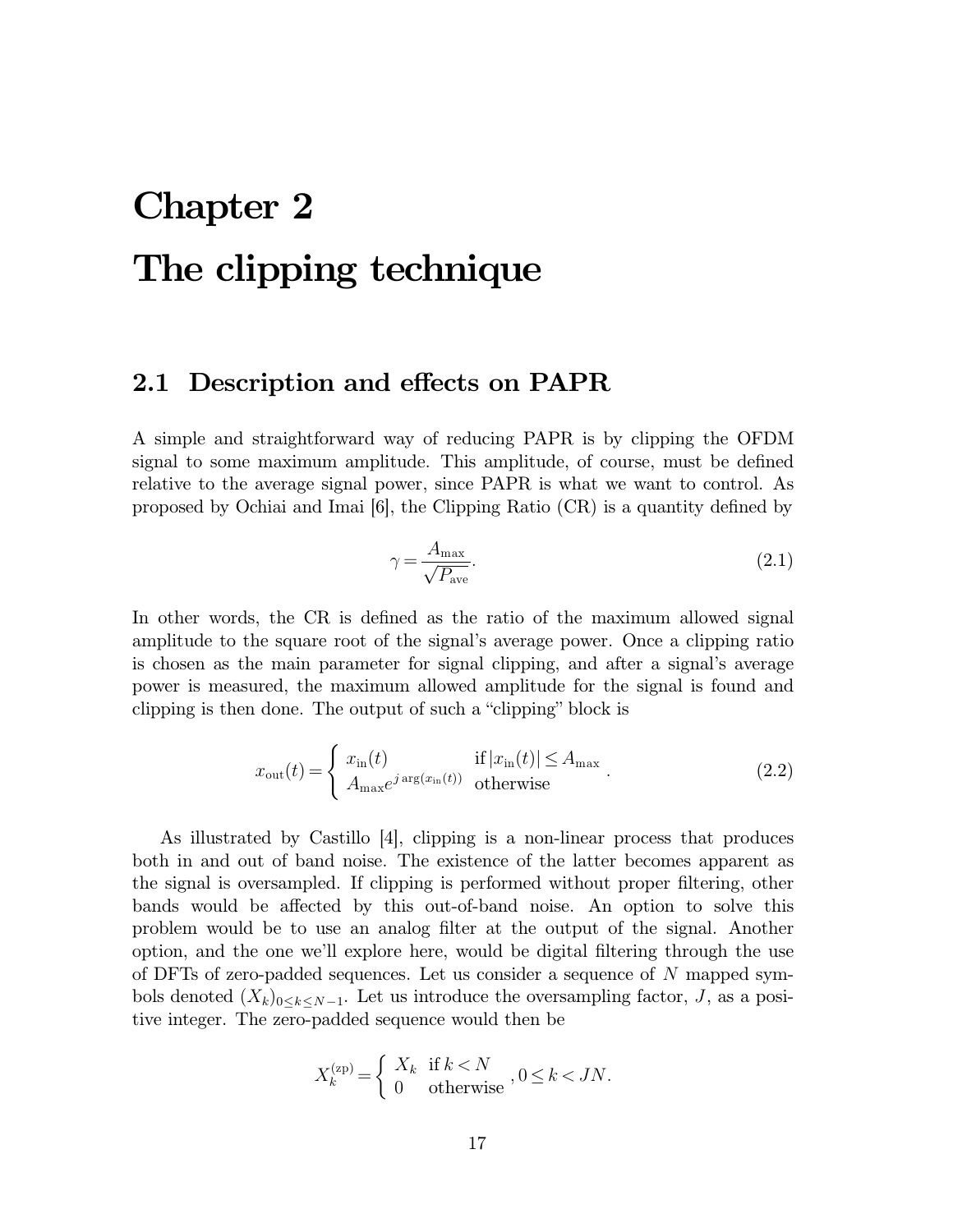# Chapter 2

# The clipping technique

## 2.1 Description and effects on PAPR

A simple and straightforward way of reducing PAPR is by clipping the OFDM signal to some maximum amplitude. This amplitude, of course, must be defined relative to the average signal power, since PAPR is what we want to control. As proposed by Ochiai and Imai [6], the Clipping Ratio (CR) is a quantity defined by

$$\gamma = \frac{A_{\max}}{\sqrt{P_{\text{ave}}}}. \tag{2.1}$$

In other words, the CR is defined as the ratio of the maximum allowed signal amplitude to the square root of the signal's average power. Once a clipping ratio is chosen as the main parameter for signal clipping, and after a signal's average power is measured, the maximum allowed amplitude for the signal is found and clipping is then done. The output of such a "clipping" block is

$$x_{\text{out}}(t) = \begin{cases} x_{\text{in}}(t) & \text{if } |x_{\text{in}}(t)| \leq A_{\max} \\ A_{\max} e^{j \arg(x_{\text{in}}(t))} & \text{otherwise} \end{cases}. \tag{2.2}$$

As illustrated by Castillo [4], clipping is a non-linear process that produces both in and out of band noise. The existence of the latter becomes apparent as the signal is oversampled. If clipping is performed without proper filtering, other bands would be affected by this out-of-band noise. An option to solve this problem would be to use an analog filter at the output of the signal. Another option, and the one we'll explore here, would be digital filtering through the use of DFTs of zero-padded sequences. Let us consider a sequence of $N$ mapped symbols denoted $(X_k)_{0 \leq k \leq N-1}$. Let us introduce the oversampling factor, $J$, as a positive integer. The zero-padded sequence would then be

$$X_k^{(\text{zp})} = \begin{cases} X_k & \text{if } k < N \\ 0 & \text{otherwise} \end{cases}, 0 \leq k < JN.$$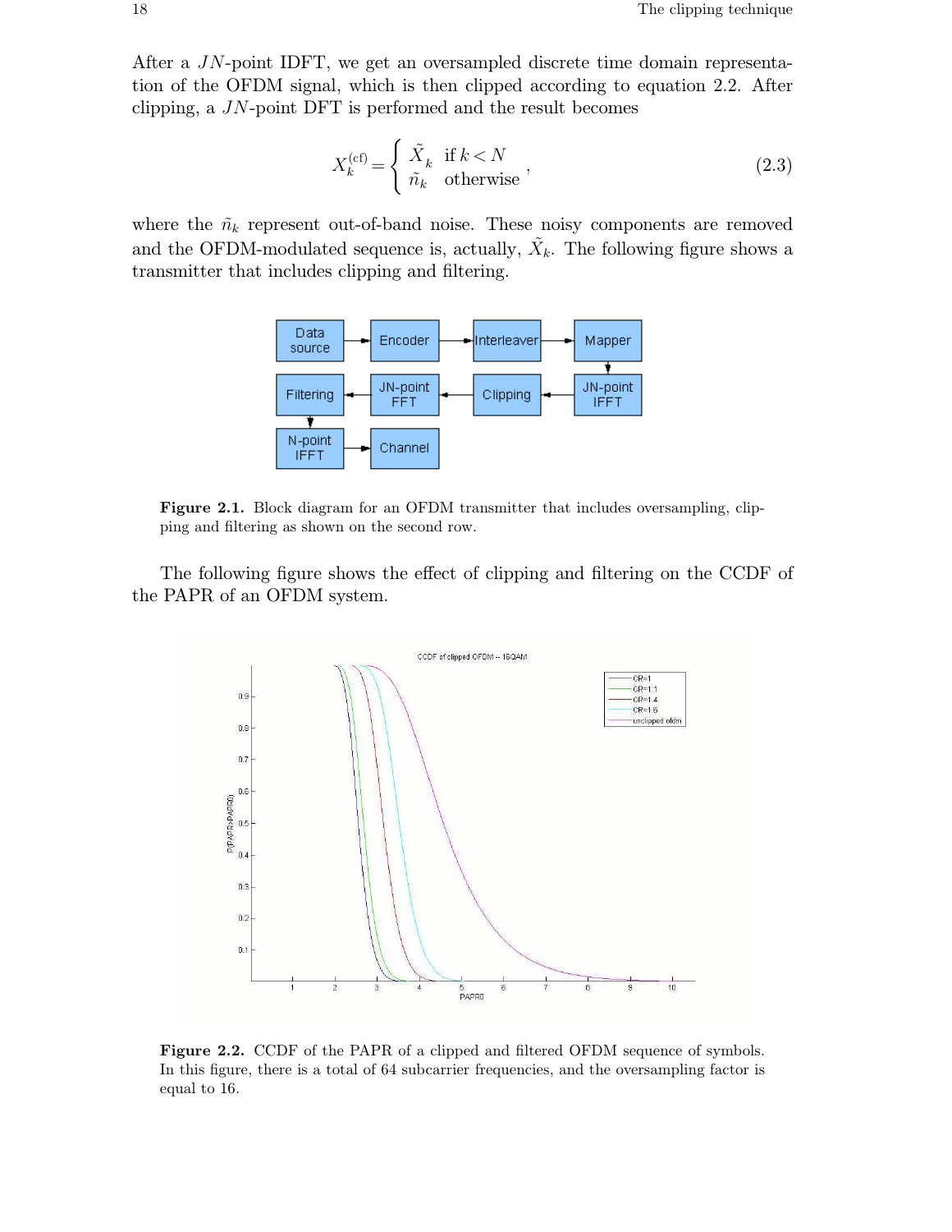After a $JN$-point IDFT, we get an oversampled discrete time domain representation of the OFDM signal, which is then clipped according to equation 2.2. After clipping, a $JN$-point DFT is performed and the result becomes

$$X_k^{(\mathrm{cf})} = \begin{cases} \tilde{X}_k & \text{if } k < N \\ \tilde{n}_k & \text{otherwise} \end{cases}, \tag{2.3}$$

where the $\tilde{n}_k$ represent out-of-band noise. These noisy components are removed and the OFDM-modulated sequence is, actually, $\tilde{X}_k$. The following figure shows a transmitter that includes clipping and filtering.

**Figure 2.1.** Block diagram for an OFDM transmitter that includes oversampling, clipping and filtering as shown on the second row.

The following figure shows the effect of clipping and filtering on the CCDF of the PAPR of an OFDM system.

**Figure 2.2.** CCDF of the PAPR of a clipped and filtered OFDM sequence of symbols. In this figure, there is a total of 64 subcarrier frequencies, and the oversampling factor is equal to 16.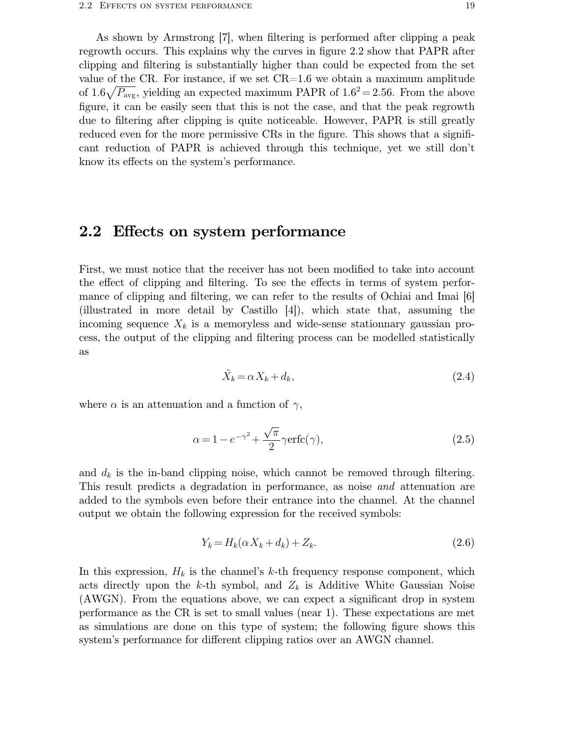As shown by Armstrong [7], when filtering is performed after clipping a peak regrowth occurs. This explains why the curves in figure 2.2 show that PAPR after clipping and filtering is substantially higher than could be expected from the set value of the CR. For instance, if we set CR=1.6 we obtain a maximum amplitude of $1.6\sqrt{P_{\text{avg}}}$, yielding an expected maximum PAPR of $1.6^2 = 2.56$. From the above figure, it can be easily seen that this is not the case, and that the peak regrowth due to filtering after clipping is quite noticeable. However, PAPR is still greatly reduced even for the more permissive CRs in the figure. This shows that a significant reduction of PAPR is achieved through this technique, yet we still don't know its effects on the system's performance.

## 2.2 Effects on system performance

First, we must notice that the receiver has not been modified to take into account the effect of clipping and filtering. To see the effects in terms of system performance of clipping and filtering, we can refer to the results of Ochiai and Imai [6] (illustrated in more detail by Castillo [4]), which state that, assuming the incoming sequence $X_k$ is a memoryless and wide-sense stationnary gaussian process, the output of the clipping and filtering process can be modelled statistically as

$$\tilde{X}_k = \alpha X_k + d_k, \tag{2.4}$$

where $\alpha$ is an attenuation and a function of $\gamma$,

$$\alpha = 1 - e^{-\gamma^2} + \frac{\sqrt{\pi}}{2}\gamma \operatorname{erfc}(\gamma), \tag{2.5}$$

and $d_k$ is the in-band clipping noise, which cannot be removed through filtering. This result predicts a degradation in performance, as noise *and* attenuation are added to the symbols even before their entrance into the channel. At the channel output we obtain the following expression for the received symbols:

$$Y_k = H_k(\alpha X_k + d_k) + Z_k. \tag{2.6}$$

In this expression, $H_k$ is the channel's $k$-th frequency response component, which acts directly upon the $k$-th symbol, and $Z_k$ is Additive White Gaussian Noise (AWGN). From the equations above, we can expect a significant drop in system performance as the CR is set to small values (near 1). These expectations are met as simulations are done on this type of system; the following figure shows this system's performance for different clipping ratios over an AWGN channel.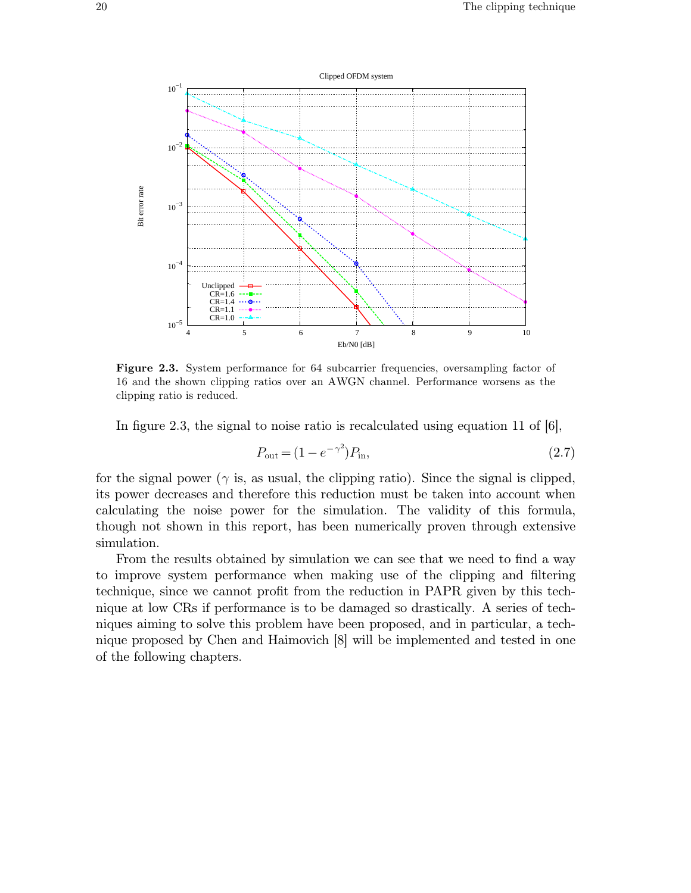**Figure 2.3.** System performance for 64 subcarrier frequencies, oversampling factor of 16 and the shown clipping ratios over an AWGN channel. Performance worsens as the clipping ratio is reduced.

In figure 2.3, the signal to noise ratio is recalculated using equation 11 of [6],

$$P_{\text{out}} = (1 - e^{-\gamma^2}) P_{\text{in}}, \tag{2.7}$$

for the signal power ($\gamma$ is, as usual, the clipping ratio). Since the signal is clipped, its power decreases and therefore this reduction must be taken into account when calculating the noise power for the simulation. The validity of this formula, though not shown in this report, has been numerically proven through extensive simulation.

From the results obtained by simulation we can see that we need to find a way to improve system performance when making use of the clipping and filtering technique, since we cannot profit from the reduction in PAPR given by this technique at low CRs if performance is to be damaged so drastically. A series of techniques aiming to solve this problem have been proposed, and in particular, a technique proposed by Chen and Haimovich [8] will be implemented and tested in one of the following chapters.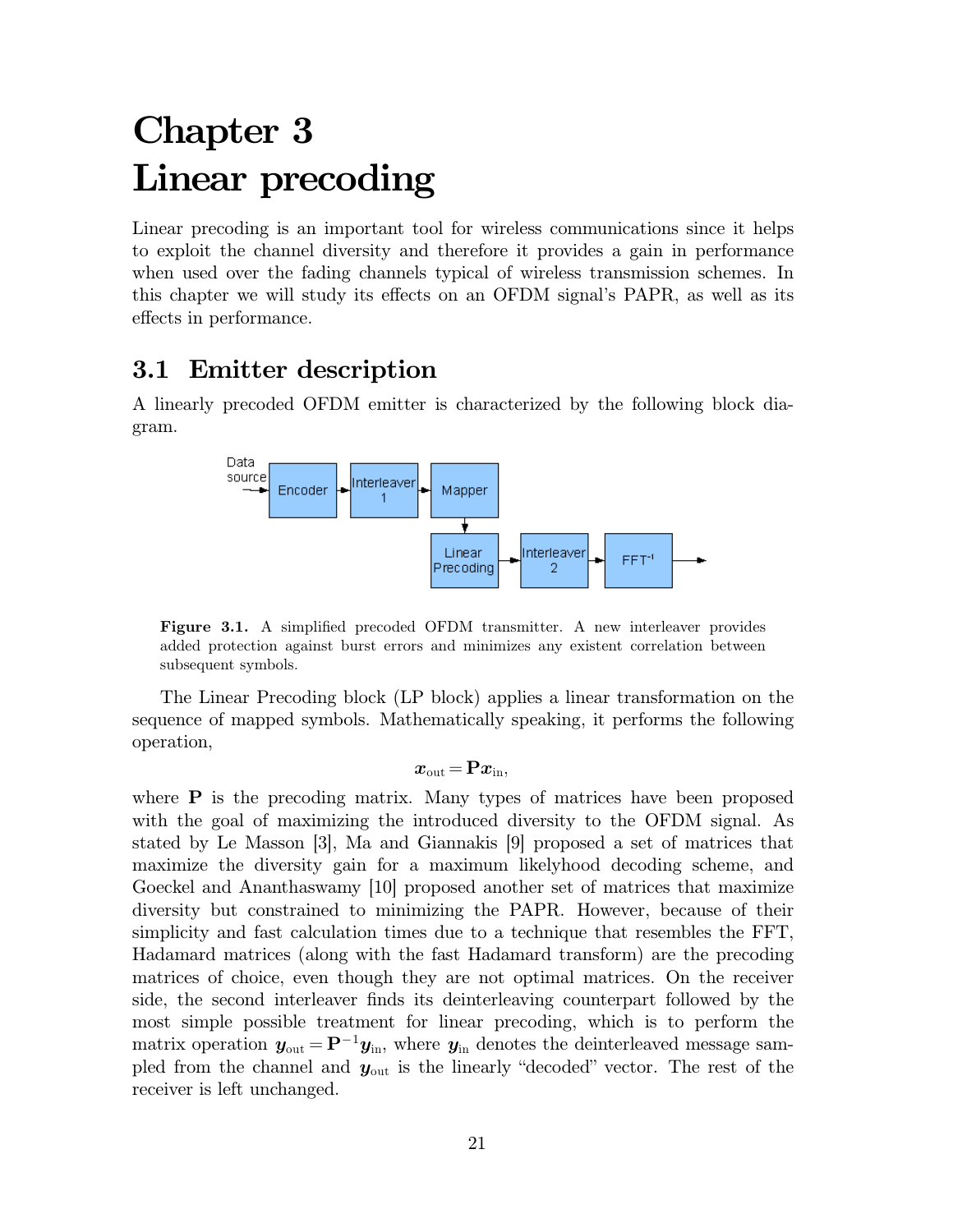# Chapter 3
# Linear precoding

Linear precoding is an important tool for wireless communications since it helps to exploit the channel diversity and therefore it provides a gain in performance when used over the fading channels typical of wireless transmission schemes. In this chapter we will study its effects on an OFDM signal's PAPR, as well as its effects in performance.

## 3.1 Emitter description

A linearly precoded OFDM emitter is characterized by the following block diagram.

**Figure 3.1.** A simplified precoded OFDM transmitter. A new interleaver provides added protection against burst errors and minimizes any existent correlation between subsequent symbols.

The Linear Precoding block (LP block) applies a linear transformation on the sequence of mapped symbols. Mathematically speaking, it performs the following operation,

$$\boldsymbol{x}_{\text{out}} = \mathbf{P}\boldsymbol{x}_{\text{in}},$$

where $\mathbf{P}$ is the precoding matrix. Many types of matrices have been proposed with the goal of maximizing the introduced diversity to the OFDM signal. As stated by Le Masson [3], Ma and Giannakis [9] proposed a set of matrices that maximize the diversity gain for a maximum likelyhood decoding scheme, and Goeckel and Ananthaswamy [10] proposed another set of matrices that maximize diversity but constrained to minimizing the PAPR. However, because of their simplicity and fast calculation times due to a technique that resembles the FFT, Hadamard matrices (along with the fast Hadamard transform) are the precoding matrices of choice, even though they are not optimal matrices. On the receiver side, the second interleaver finds its deinterleaving counterpart followed by the most simple possible treatment for linear precoding, which is to perform the matrix operation $\boldsymbol{y}_{\text{out}} = \mathbf{P}^{-1}\boldsymbol{y}_{\text{in}}$, where $\boldsymbol{y}_{\text{in}}$ denotes the deinterleaved message sampled from the channel and $\boldsymbol{y}_{\text{out}}$ is the linearly "decoded" vector. The rest of the receiver is left unchanged.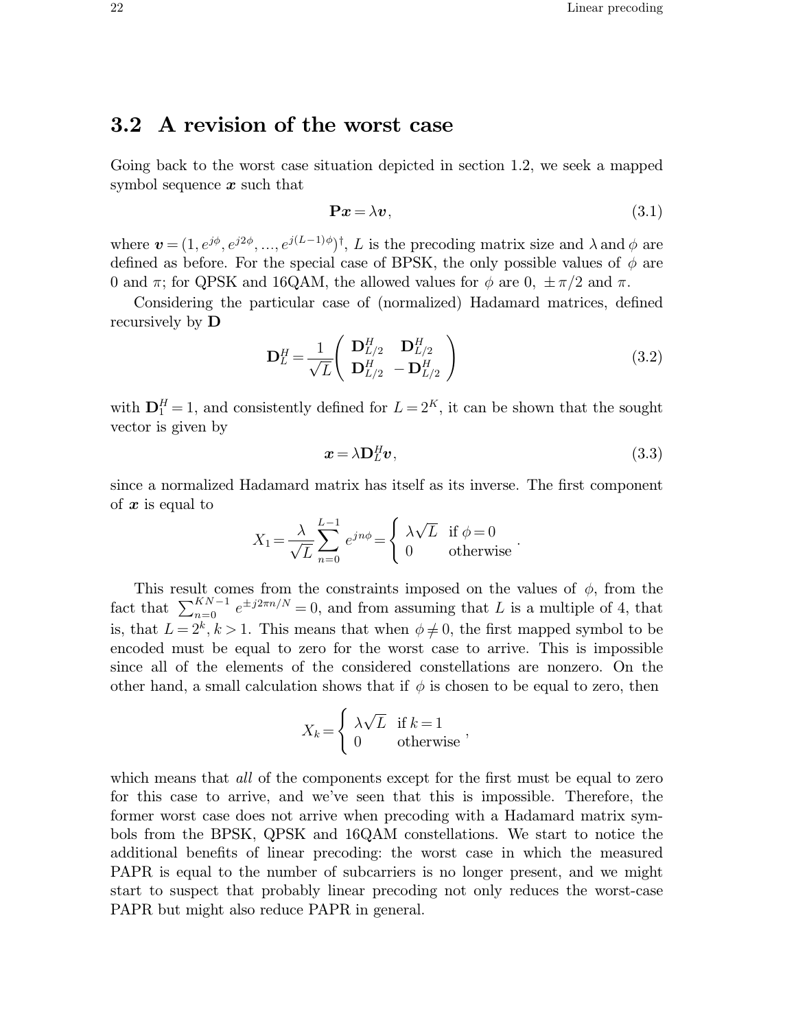## 3.2 A revision of the worst case

Going back to the worst case situation depicted in section 1.2, we seek a mapped symbol sequence $\boldsymbol{x}$ such that

$$\mathbf{P}\boldsymbol{x} = \lambda \boldsymbol{v}, \tag{3.1}$$

where $\boldsymbol{v} = (1, e^{j\phi}, e^{j2\phi}, ..., e^{j(L-1)\phi})^{\dagger}$, $L$ is the precoding matrix size and $\lambda$ and $\phi$ are defined as before. For the special case of BPSK, the only possible values of $\phi$ are 0 and $\pi$; for QPSK and 16QAM, the allowed values for $\phi$ are 0, $\pm\pi/2$ and $\pi$.

Considering the particular case of (normalized) Hadamard matrices, defined recursively by $\mathbf{D}$

$$\mathbf{D}_L^H = \frac{1}{\sqrt{L}} \begin{pmatrix} \mathbf{D}_{L/2}^H & \mathbf{D}_{L/2}^H \\ \mathbf{D}_{L/2}^H & -\mathbf{D}_{L/2}^H \end{pmatrix} \tag{3.2}$$

with $\mathbf{D}_1^H = 1$, and consistently defined for $L = 2^K$, it can be shown that the sought vector is given by

$$\boldsymbol{x} = \lambda \mathbf{D}_L^H \boldsymbol{v}, \tag{3.3}$$

since a normalized Hadamard matrix has itself as its inverse. The first component of $\boldsymbol{x}$ is equal to

$$X_1 = \frac{\lambda}{\sqrt{L}} \sum_{n=0}^{L-1} e^{jn\phi} = \begin{cases} \lambda\sqrt{L} & \text{if } \phi = 0 \\ 0 & \text{otherwise} \end{cases}.$$

This result comes from the constraints imposed on the values of $\phi$, from the fact that $\sum_{n=0}^{KN-1} e^{\pm j2\pi n/N} = 0$, and from assuming that $L$ is a multiple of 4, that is, that $L = 2^k$, $k > 1$. This means that when $\phi \neq 0$, the first mapped symbol to be encoded must be equal to zero for the worst case to arrive. This is impossible since all of the elements of the considered constellations are nonzero. On the other hand, a small calculation shows that if $\phi$ is chosen to be equal to zero, then

$$X_k = \begin{cases} \lambda\sqrt{L} & \text{if } k = 1 \\ 0 & \text{otherwise} \end{cases},$$

which means that *all* of the components except for the first must be equal to zero for this case to arrive, and we've seen that this is impossible. Therefore, the former worst case does not arrive when precoding with a Hadamard matrix symbols from the BPSK, QPSK and 16QAM constellations. We start to notice the additional benefits of linear precoding: the worst case in which the measured PAPR is equal to the number of subcarriers is no longer present, and we might start to suspect that probably linear precoding not only reduces the worst-case PAPR but might also reduce PAPR in general.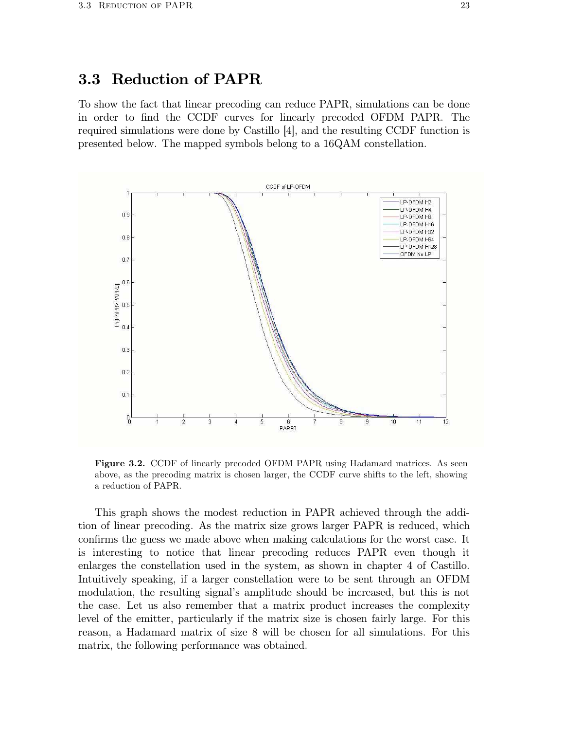## 3.3 Reduction of PAPR

To show the fact that linear precoding can reduce PAPR, simulations can be done in order to find the CCDF curves for linearly precoded OFDM PAPR. The required simulations were done by Castillo [4], and the resulting CCDF function is presented below. The mapped symbols belong to a 16QAM constellation.

**Figure 3.2.** CCDF of linearly precoded OFDM PAPR using Hadamard matrices. As seen above, as the precoding matrix is chosen larger, the CCDF curve shifts to the left, showing a reduction of PAPR.

This graph shows the modest reduction in PAPR achieved through the addition of linear precoding. As the matrix size grows larger PAPR is reduced, which confirms the guess we made above when making calculations for the worst case. It is interesting to notice that linear precoding reduces PAPR even though it enlarges the constellation used in the system, as shown in chapter 4 of Castillo. Intuitively speaking, if a larger constellation were to be sent through an OFDM modulation, the resulting signal's amplitude should be increased, but this is not the case. Let us also remember that a matrix product increases the complexity level of the emitter, particularly if the matrix size is chosen fairly large. For this reason, a Hadamard matrix of size 8 will be chosen for all simulations. For this matrix, the following performance was obtained.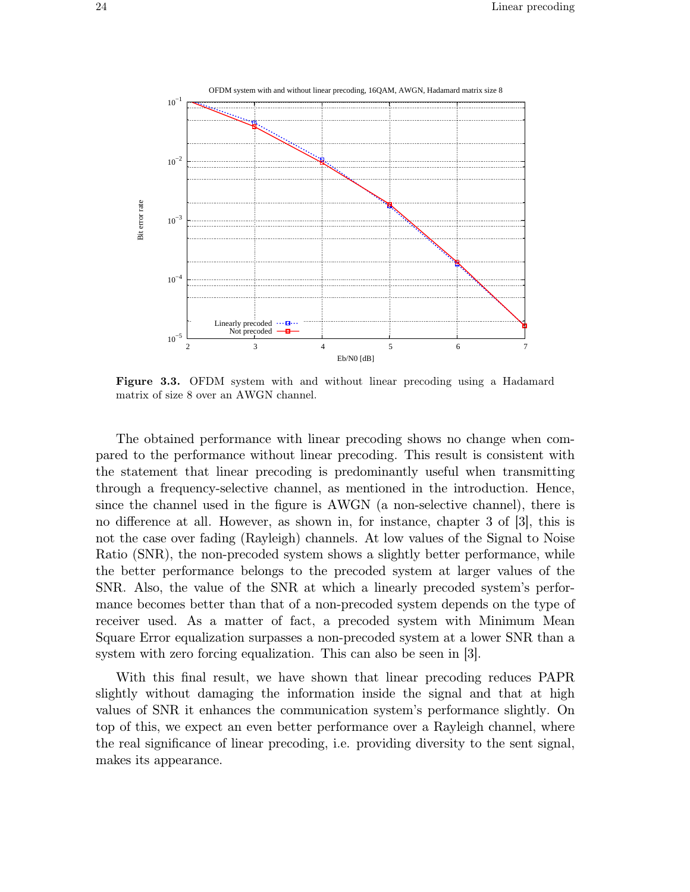**Figure 3.3.** OFDM system with and without linear precoding using a Hadamard matrix of size 8 over an AWGN channel.

The obtained performance with linear precoding shows no change when compared to the performance without linear precoding. This result is consistent with the statement that linear precoding is predominantly useful when transmitting through a frequency-selective channel, as mentioned in the introduction. Hence, since the channel used in the figure is AWGN (a non-selective channel), there is no difference at all. However, as shown in, for instance, chapter 3 of [3], this is not the case over fading (Rayleigh) channels. At low values of the Signal to Noise Ratio (SNR), the non-precoded system shows a slightly better performance, while the better performance belongs to the precoded system at larger values of the SNR. Also, the value of the SNR at which a linearly precoded system's performance becomes better than that of a non-precoded system depends on the type of receiver used. As a matter of fact, a precoded system with Minimum Mean Square Error equalization surpasses a non-precoded system at a lower SNR than a system with zero forcing equalization. This can also be seen in [3].

With this final result, we have shown that linear precoding reduces PAPR slightly without damaging the information inside the signal and that at high values of SNR it enhances the communication system's performance slightly. On top of this, we expect an even better performance over a Rayleigh channel, where the real significance of linear precoding, i.e. providing diversity to the sent signal, makes its appearance.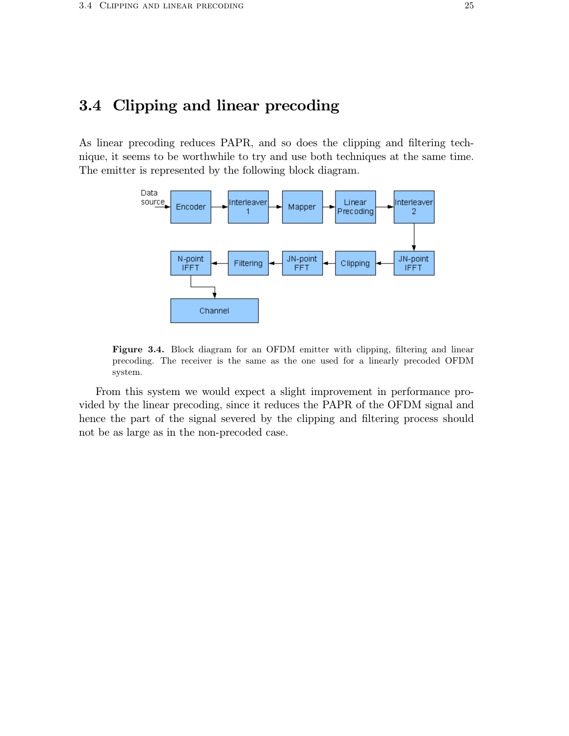## 3.4 Clipping and linear precoding

As linear precoding reduces PAPR, and so does the clipping and filtering technique, it seems to be worthwhile to try and use both techniques at the same time. The emitter is represented by the following block diagram.

**Figure 3.4.** Block diagram for an OFDM emitter with clipping, filtering and linear precoding. The receiver is the same as the one used for a linearly precoded OFDM system.

From this system we would expect a slight improvement in performance provided by the linear precoding, since it reduces the PAPR of the OFDM signal and hence the part of the signal severed by the clipping and filtering process should not be as large as in the non-precoded case.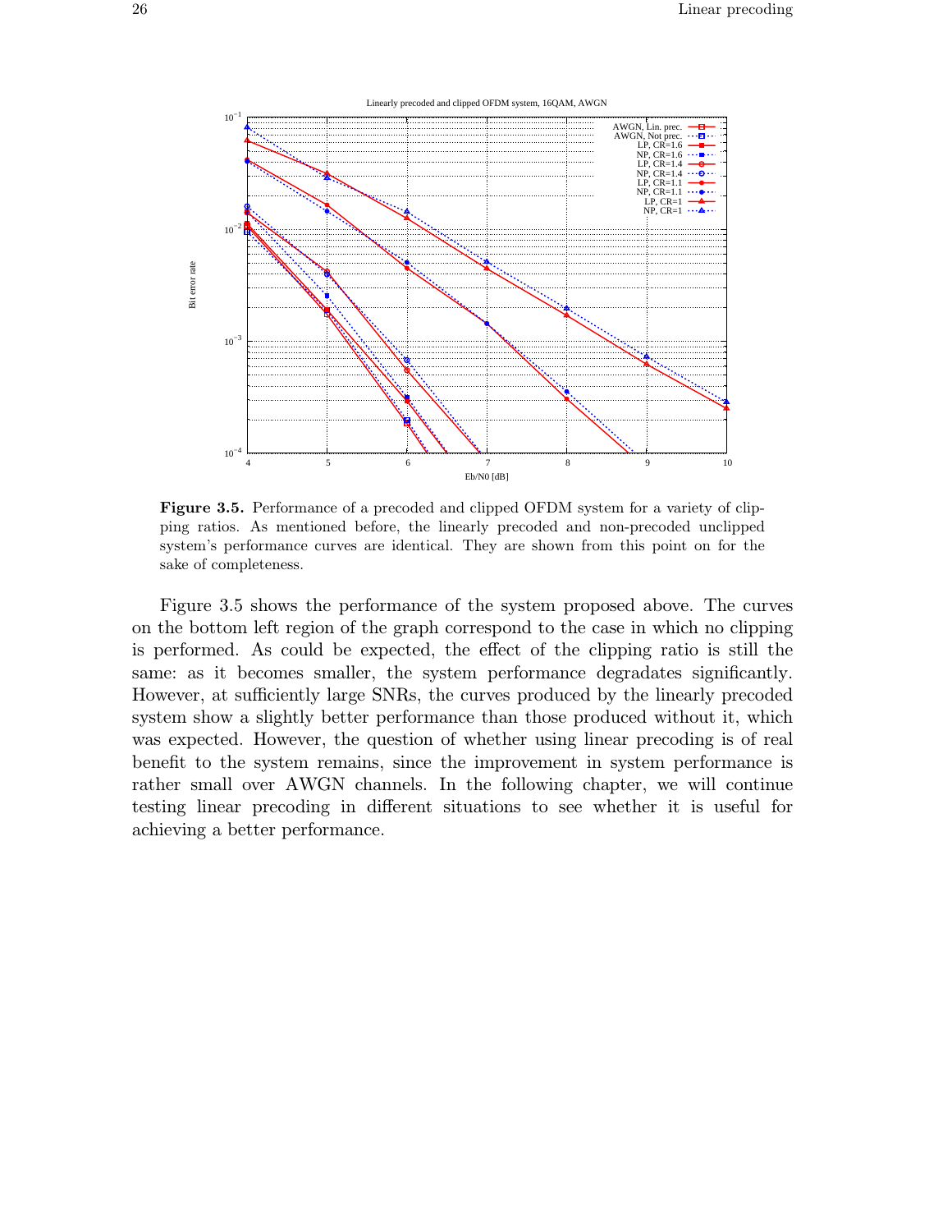**Figure 3.5.** Performance of a precoded and clipped OFDM system for a variety of clipping ratios. As mentioned before, the linearly precoded and non-precoded unclipped system's performance curves are identical. They are shown from this point on for the sake of completeness.

Figure 3.5 shows the performance of the system proposed above. The curves on the bottom left region of the graph correspond to the case in which no clipping is performed. As could be expected, the effect of the clipping ratio is still the same: as it becomes smaller, the system performance degradates significantly. However, at sufficiently large SNRs, the curves produced by the linearly precoded system show a slightly better performance than those produced without it, which was expected. However, the question of whether using linear precoding is of real benefit to the system remains, since the improvement in system performance is rather small over AWGN channels. In the following chapter, we will continue testing linear precoding in different situations to see whether it is useful for achieving a better performance.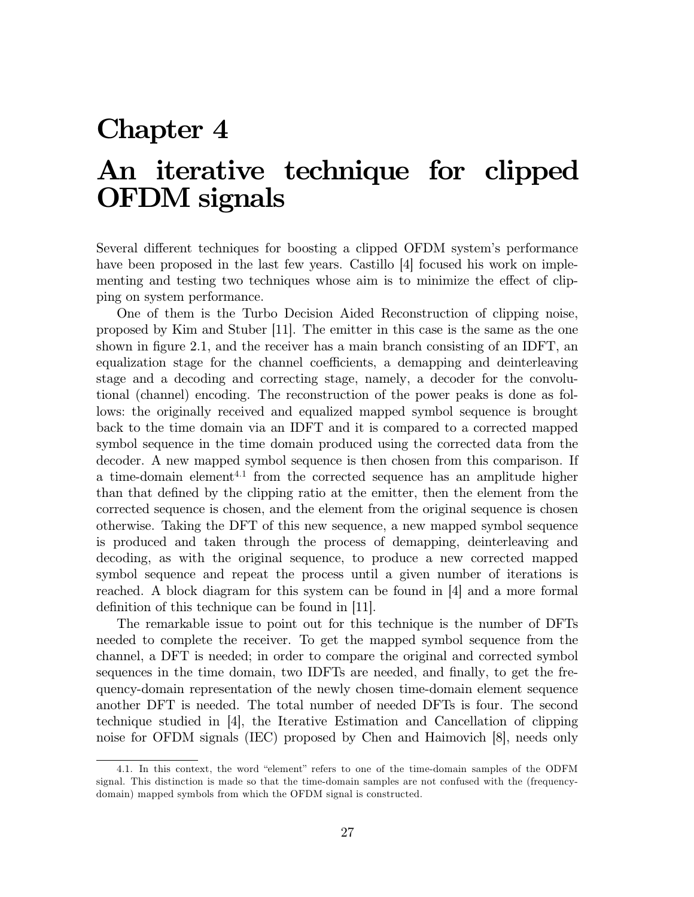# Chapter 4

# An iterative technique for clipped OFDM signals

Several different techniques for boosting a clipped OFDM system's performance have been proposed in the last few years. Castillo [4] focused his work on implementing and testing two techniques whose aim is to minimize the effect of clipping on system performance.

One of them is the Turbo Decision Aided Reconstruction of clipping noise, proposed by Kim and Stuber [11]. The emitter in this case is the same as the one shown in figure 2.1, and the receiver has a main branch consisting of an IDFT, an equalization stage for the channel coefficients, a demapping and deinterleaving stage and a decoding and correcting stage, namely, a decoder for the convolutional (channel) encoding. The reconstruction of the power peaks is done as follows: the originally received and equalized mapped symbol sequence is brought back to the time domain via an IDFT and it is compared to a corrected mapped symbol sequence in the time domain produced using the corrected data from the decoder. A new mapped symbol sequence is then chosen from this comparison. If a time-domain element[4.1] from the corrected sequence has an amplitude higher than that defined by the clipping ratio at the emitter, then the element from the corrected sequence is chosen, and the element from the original sequence is chosen otherwise. Taking the DFT of this new sequence, a new mapped symbol sequence is produced and taken through the process of demapping, deinterleaving and decoding, as with the original sequence, to produce a new corrected mapped symbol sequence and repeat the process until a given number of iterations is reached. A block diagram for this system can be found in [4] and a more formal definition of this technique can be found in [11].

The remarkable issue to point out for this technique is the number of DFTs needed to complete the receiver. To get the mapped symbol sequence from the channel, a DFT is needed; in order to compare the original and corrected symbol sequences in the time domain, two IDFTs are needed, and finally, to get the frequency-domain representation of the newly chosen time-domain element sequence another DFT is needed. The total number of needed DFTs is four. The second technique studied in [4], the Iterative Estimation and Cancellation of clipping noise for OFDM signals (IEC) proposed by Chen and Haimovich [8], needs only

4.1. In this context, the word "element" refers to one of the time-domain samples of the ODFM signal. This distinction is made so that the time-domain samples are not confused with the (frequency-domain) mapped symbols from which the OFDM signal is constructed.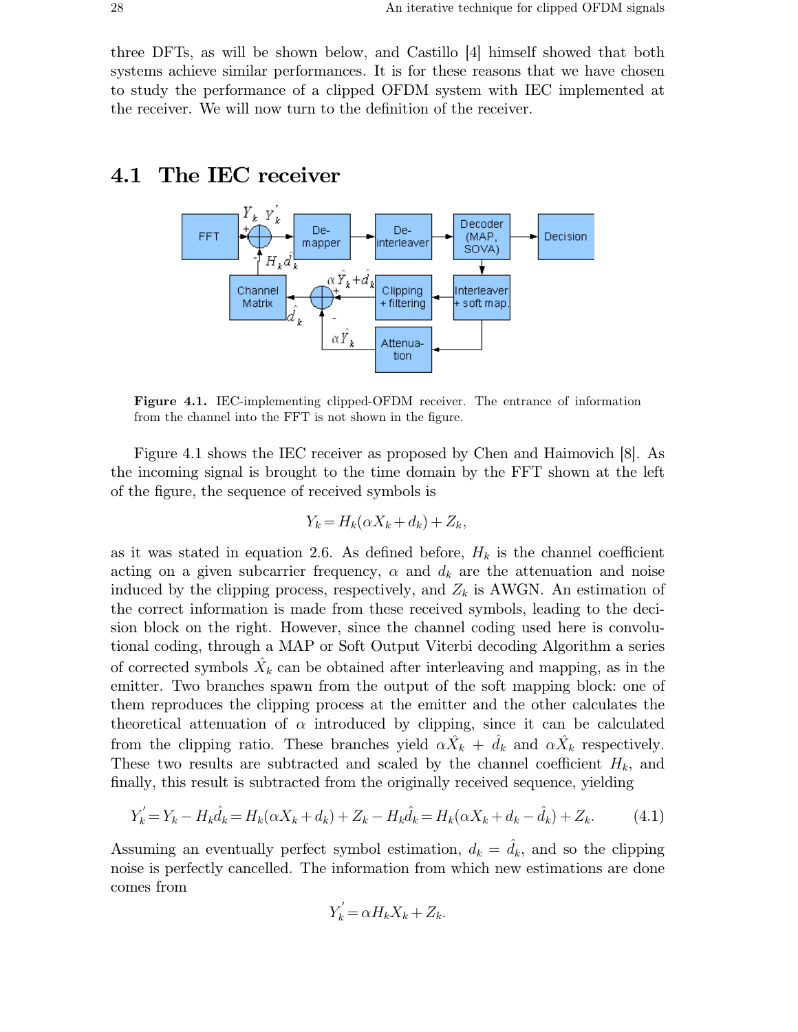three DFTs, as will be shown below, and Castillo [4] himself showed that both systems achieve similar performances. It is for these reasons that we have chosen to study the performance of a clipped OFDM system with IEC implemented at the receiver. We will now turn to the definition of the receiver.

## 4.1 The IEC receiver

**Figure 4.1.** IEC-implementing clipped-OFDM receiver. The entrance of information from the channel into the FFT is not shown in the figure.

Figure 4.1 shows the IEC receiver as proposed by Chen and Haimovich [8]. As the incoming signal is brought to the time domain by the FFT shown at the left of the figure, the sequence of received symbols is

$$Y_k = H_k(\alpha X_k + d_k) + Z_k,$$

as it was stated in equation 2.6. As defined before, $H_k$ is the channel coefficient acting on a given subcarrier frequency, $\alpha$ and $d_k$ are the attenuation and noise induced by the clipping process, respectively, and $Z_k$ is AWGN. An estimation of the correct information is made from these received symbols, leading to the decision block on the right. However, since the channel coding used here is convolutional coding, through a MAP or Soft Output Viterbi decoding Algorithm a series of corrected symbols $\hat{X}_k$ can be obtained after interleaving and mapping, as in the emitter. Two branches spawn from the output of the soft mapping block: one of them reproduces the clipping process at the emitter and the other calculates the theoretical attenuation of $\alpha$ introduced by clipping, since it can be calculated from the clipping ratio. These branches yield $\alpha\hat{X}_k + \hat{d}_k$ and $\alpha\hat{X}_k$ respectively. These two results are subtracted and scaled by the channel coefficient $H_k$, and finally, this result is subtracted from the originally received sequence, yielding

$$Y_k^{'} = Y_k - H_k\hat{d}_k = H_k(\alpha X_k + d_k) + Z_k - H_k\hat{d}_k = H_k(\alpha X_k + d_k - \hat{d}_k) + Z_k. \tag{4.1}$$

Assuming an eventually perfect symbol estimation, $d_k = \hat{d}_k$, and so the clipping noise is perfectly cancelled. The information from which new estimations are done comes from

$$Y_k^{'} = \alpha H_k X_k + Z_k.$$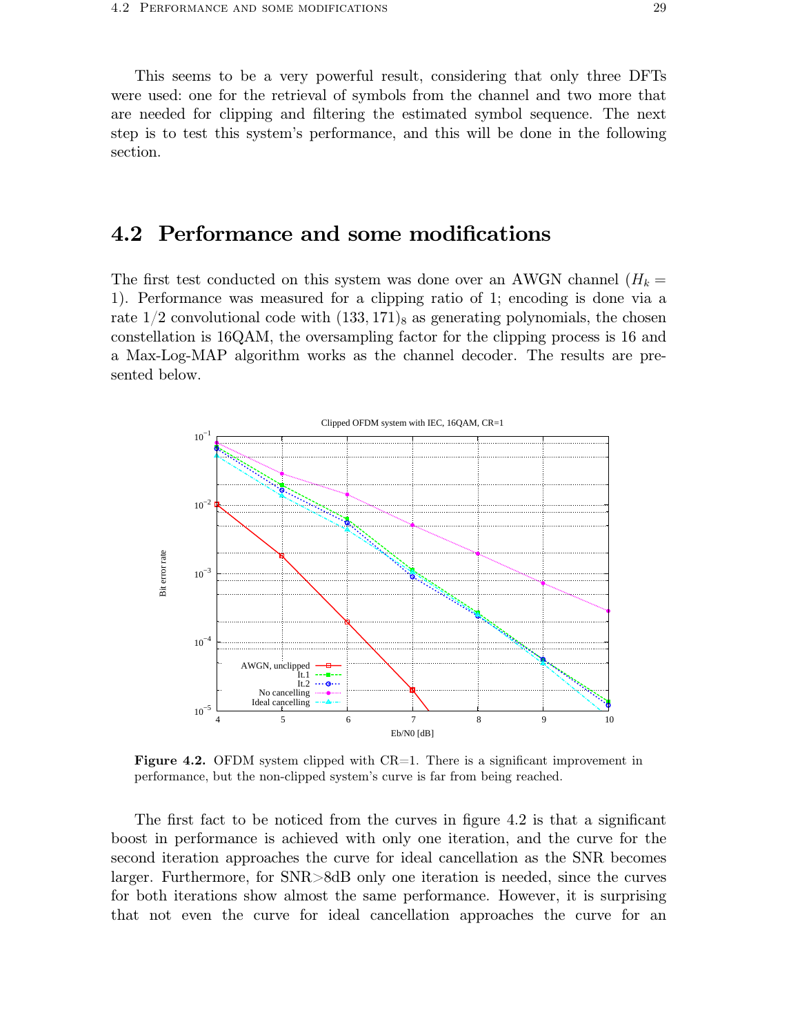This seems to be a very powerful result, considering that only three DFTs were used: one for the retrieval of symbols from the channel and two more that are needed for clipping and filtering the estimated symbol sequence. The next step is to test this system's performance, and this will be done in the following section.

## 4.2 Performance and some modifications

The first test conducted on this system was done over an AWGN channel ($H_k = 1$). Performance was measured for a clipping ratio of 1; encoding is done via a rate 1/2 convolutional code with $(133, 171)_8$ as generating polynomials, the chosen constellation is 16QAM, the oversampling factor for the clipping process is 16 and a Max-Log-MAP algorithm works as the channel decoder. The results are presented below.

**Figure 4.2.** OFDM system clipped with CR=1. There is a significant improvement in performance, but the non-clipped system's curve is far from being reached.

The first fact to be noticed from the curves in figure 4.2 is that a significant boost in performance is achieved with only one iteration, and the curve for the second iteration approaches the curve for ideal cancellation as the SNR becomes larger. Furthermore, for SNR>8dB only one iteration is needed, since the curves for both iterations show almost the same performance. However, it is surprising that not even the curve for ideal cancellation approaches the curve for an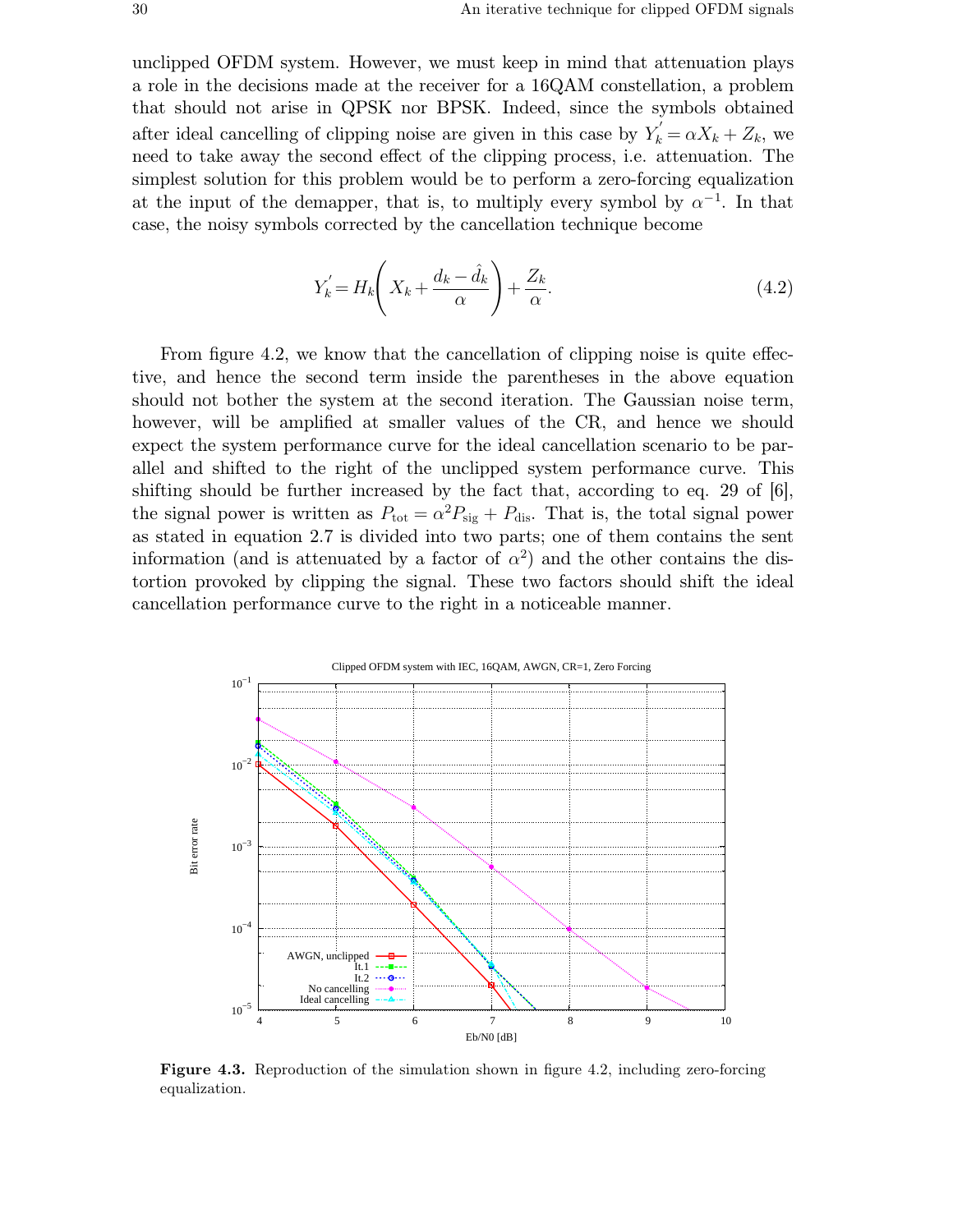unclipped OFDM system. However, we must keep in mind that attenuation plays a role in the decisions made at the receiver for a 16QAM constellation, a problem that should not arise in QPSK nor BPSK. Indeed, since the symbols obtained after ideal cancelling of clipping noise are given in this case by $Y_k^{'} = \alpha X_k + Z_k$, we need to take away the second effect of the clipping process, i.e. attenuation. The simplest solution for this problem would be to perform a zero-forcing equalization at the input of the demapper, that is, to multiply every symbol by $\alpha^{-1}$. In that case, the noisy symbols corrected by the cancellation technique become

$$Y_k^{'} = H_k\left(X_k + \frac{d_k - \hat{d}_k}{\alpha}\right) + \frac{Z_k}{\alpha}. \tag{4.2}$$

From figure 4.2, we know that the cancellation of clipping noise is quite effective, and hence the second term inside the parentheses in the above equation should not bother the system at the second iteration. The Gaussian noise term, however, will be amplified at smaller values of the CR, and hence we should expect the system performance curve for the ideal cancellation scenario to be parallel and shifted to the right of the unclipped system performance curve. This shifting should be further increased by the fact that, according to eq. 29 of [6], the signal power is written as $P_{\mathrm{tot}} = \alpha^2 P_{\mathrm{sig}} + P_{\mathrm{dis}}$. That is, the total signal power as stated in equation 2.7 is divided into two parts; one of them contains the sent information (and is attenuated by a factor of $\alpha^2$) and the other contains the distortion provoked by clipping the signal. These two factors should shift the ideal cancellation performance curve to the right in a noticeable manner.

**Figure 4.3.** Reproduction of the simulation shown in figure 4.2, including zero-forcing equalization.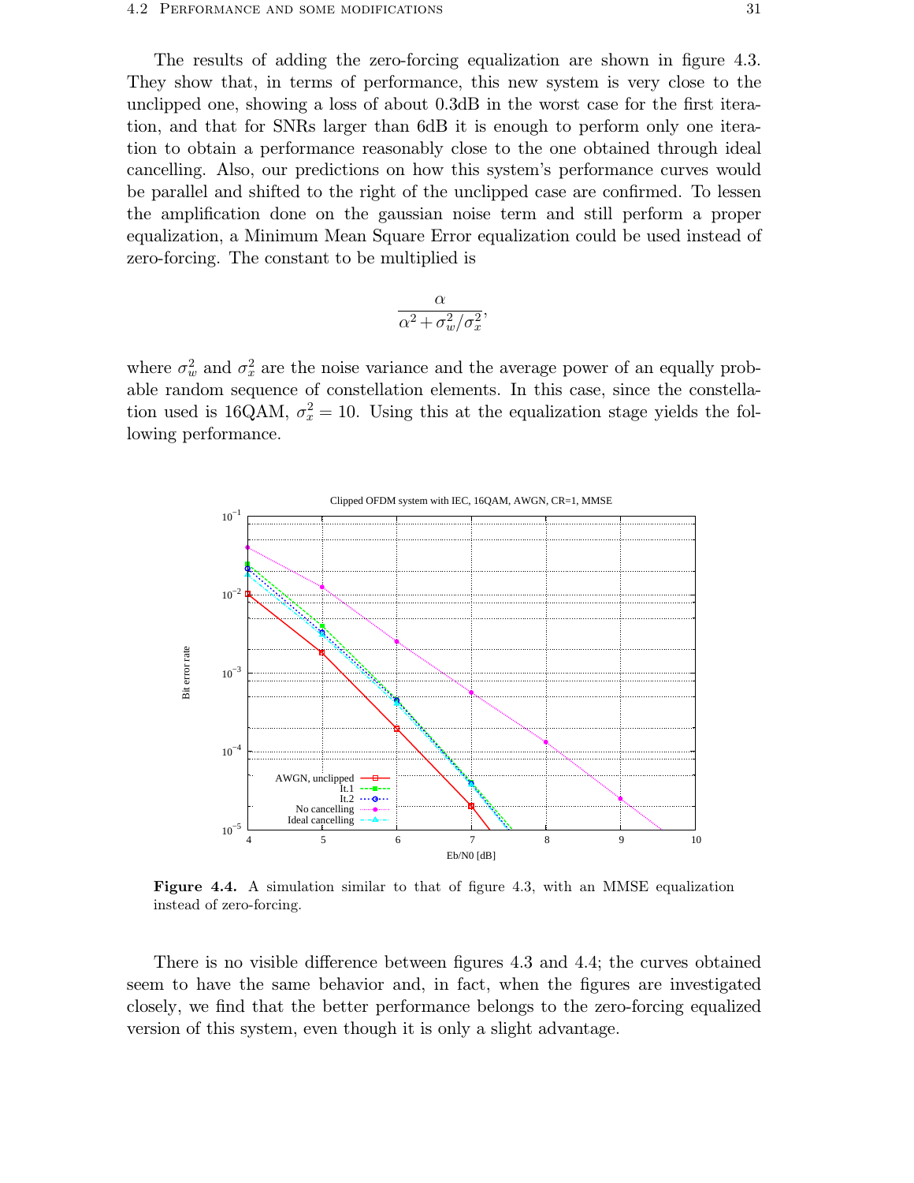The results of adding the zero-forcing equalization are shown in figure 4.3. They show that, in terms of performance, this new system is very close to the unclipped one, showing a loss of about 0.3dB in the worst case for the first iteration, and that for SNRs larger than 6dB it is enough to perform only one iteration to obtain a performance reasonably close to the one obtained through ideal cancelling. Also, our predictions on how this system's performance curves would be parallel and shifted to the right of the unclipped case are confirmed. To lessen the amplification done on the gaussian noise term and still perform a proper equalization, a Minimum Mean Square Error equalization could be used instead of zero-forcing. The constant to be multiplied is

$$\frac{\alpha}{\alpha^2 + \sigma_w^2/\sigma_x^2},$$

where $\sigma_w^2$ and $\sigma_x^2$ are the noise variance and the average power of an equally probable random sequence of constellation elements. In this case, since the constellation used is 16QAM, $\sigma_x^2 = 10$. Using this at the equalization stage yields the following performance.

**Figure 4.4.** A simulation similar to that of figure 4.3, with an MMSE equalization instead of zero-forcing.

There is no visible difference between figures 4.3 and 4.4; the curves obtained seem to have the same behavior and, in fact, when the figures are investigated closely, we find that the better performance belongs to the zero-forcing equalized version of this system, even though it is only a slight advantage.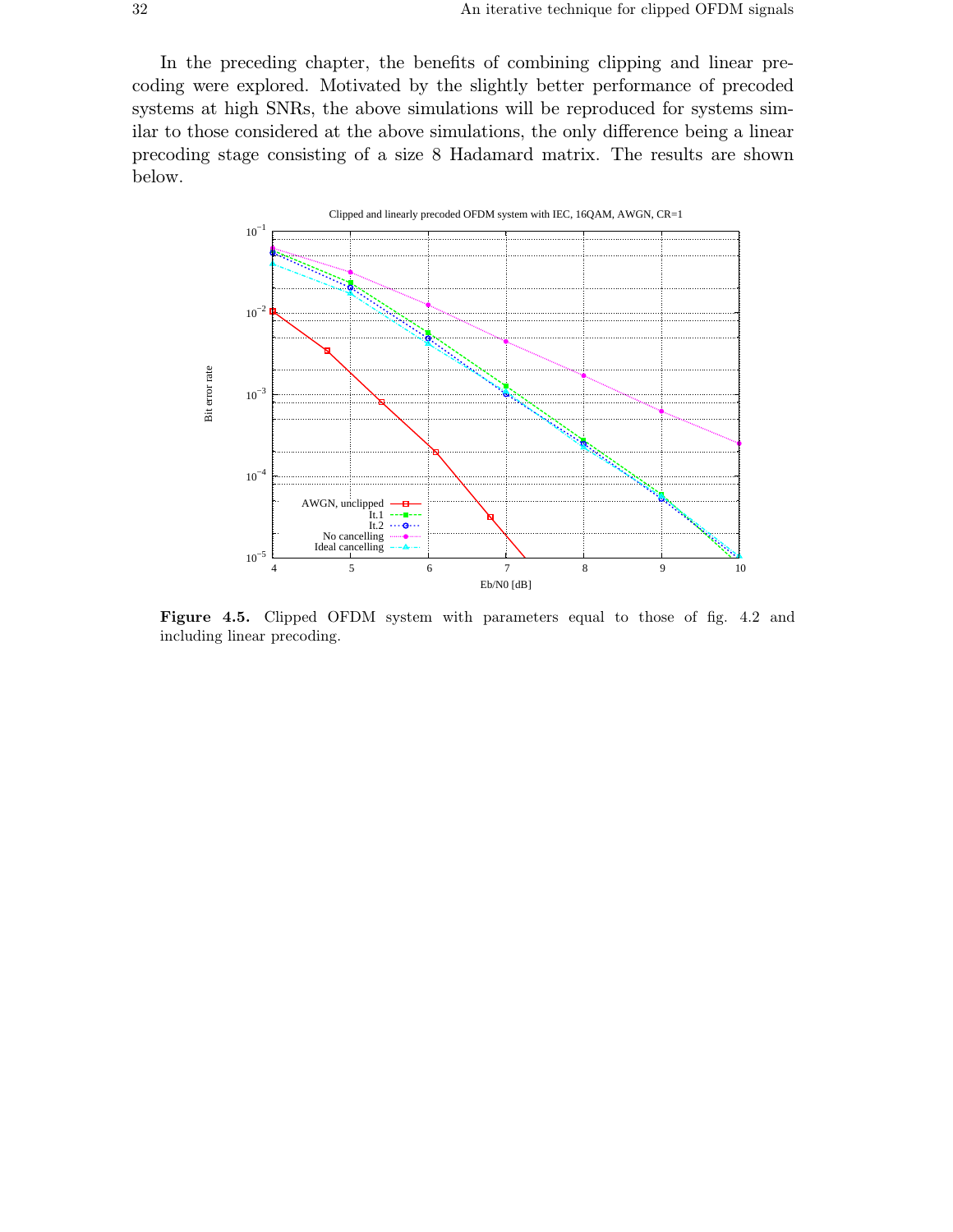In the preceding chapter, the benefits of combining clipping and linear precoding were explored. Motivated by the slightly better performance of precoded systems at high SNRs, the above simulations will be reproduced for systems similar to those considered at the above simulations, the only difference being a linear precoding stage consisting of a size 8 Hadamard matrix. The results are shown below.

**Figure 4.5.** Clipped OFDM system with parameters equal to those of fig. 4.2 and including linear precoding.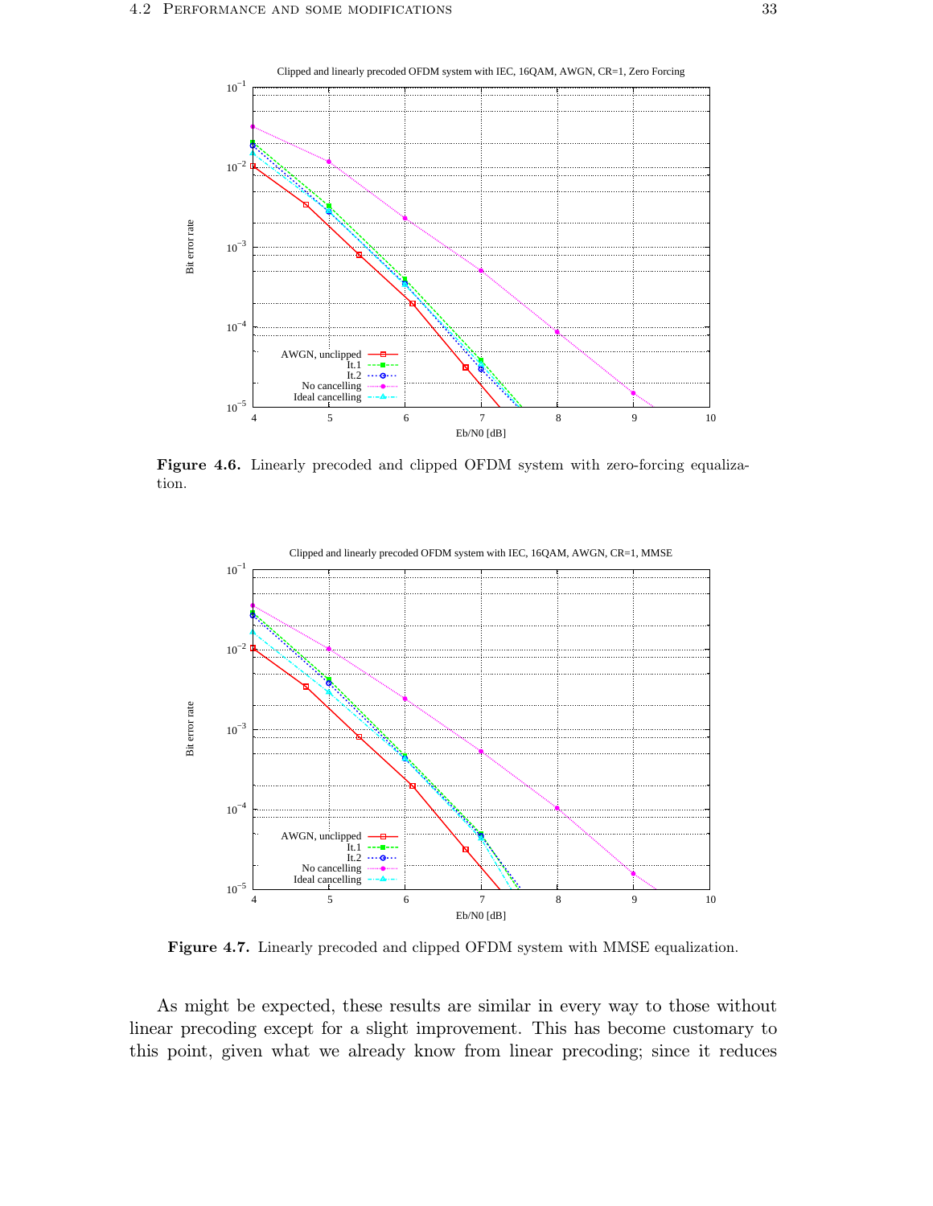**Figure 4.6.** Linearly precoded and clipped OFDM system with zero-forcing equalization.

**Figure 4.7.** Linearly precoded and clipped OFDM system with MMSE equalization.

As might be expected, these results are similar in every way to those without linear precoding except for a slight improvement. This has become customary to this point, given what we already know from linear precoding; since it reduces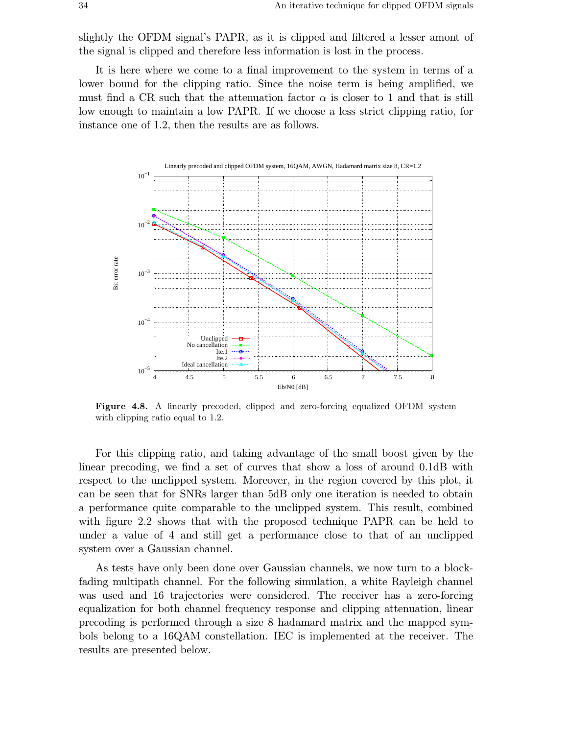slightly the OFDM signal's PAPR, as it is clipped and filtered a lesser amont of the signal is clipped and therefore less information is lost in the process.

It is here where we come to a final improvement to the system in terms of a lower bound for the clipping ratio. Since the noise term is being amplified, we must find a CR such that the attenuation factor $\alpha$ is closer to 1 and that is still low enough to maintain a low PAPR. If we choose a less strict clipping ratio, for instance one of 1.2, then the results are as follows.

**Figure 4.8.** A linearly precoded, clipped and zero-forcing equalized OFDM system with clipping ratio equal to 1.2.

For this clipping ratio, and taking advantage of the small boost given by the linear precoding, we find a set of curves that show a loss of around 0.1dB with respect to the unclipped system. Moreover, in the region covered by this plot, it can be seen that for SNRs larger than 5dB only one iteration is needed to obtain a performance quite comparable to the unclipped system. This result, combined with figure 2.2 shows that with the proposed technique PAPR can be held to under a value of 4 and still get a performance close to that of an unclipped system over a Gaussian channel.

As tests have only been done over Gaussian channels, we now turn to a block-fading multipath channel. For the following simulation, a white Rayleigh channel was used and 16 trajectories were considered. The receiver has a zero-forcing equalization for both channel frequency response and clipping attenuation, linear precoding is performed through a size 8 hadamard matrix and the mapped symbols belong to a 16QAM constellation. IEC is implemented at the receiver. The results are presented below.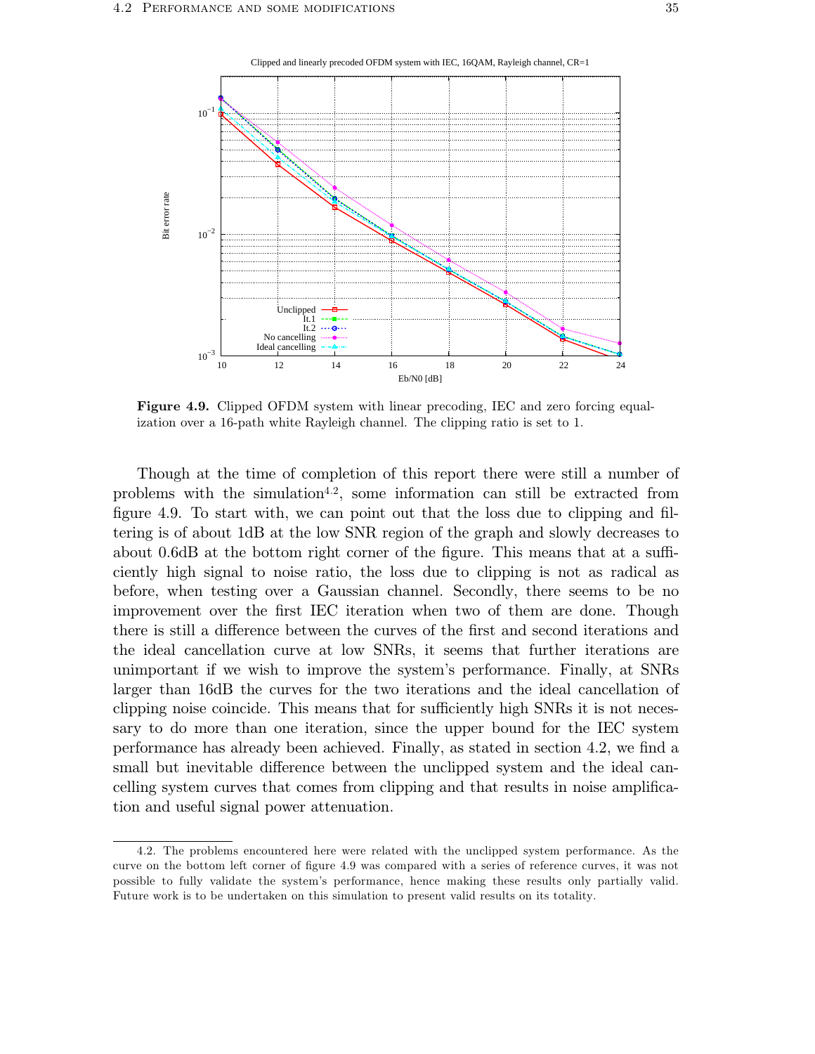**Figure 4.9.** Clipped OFDM system with linear precoding, IEC and zero forcing equalization over a 16-path white Rayleigh channel. The clipping ratio is set to 1.

Though at the time of completion of this report there were still a number of problems with the simulation[4.2], some information can still be extracted from figure 4.9. To start with, we can point out that the loss due to clipping and filtering is of about 1dB at the low SNR region of the graph and slowly decreases to about 0.6dB at the bottom right corner of the figure. This means that at a sufficiently high signal to noise ratio, the loss due to clipping is not as radical as before, when testing over a Gaussian channel. Secondly, there seems to be no improvement over the first IEC iteration when two of them are done. Though there is still a difference between the curves of the first and second iterations and the ideal cancellation curve at low SNRs, it seems that further iterations are unimportant if we wish to improve the system's performance. Finally, at SNRs larger than 16dB the curves for the two iterations and the ideal cancellation of clipping noise coincide. This means that for sufficiently high SNRs it is not necessary to do more than one iteration, since the upper bound for the IEC system performance has already been achieved. Finally, as stated in section 4.2, we find a small but inevitable difference between the unclipped system and the ideal cancelling system curves that comes from clipping and that results in noise amplification and useful signal power attenuation.

---

4.2. The problems encountered here were related with the unclipped system performance. As the curve on the bottom left corner of figure 4.9 was compared with a series of reference curves, it was not possible to fully validate the system's performance, hence making these results only partially valid. Future work is to be undertaken on this simulation to present valid results on its totality.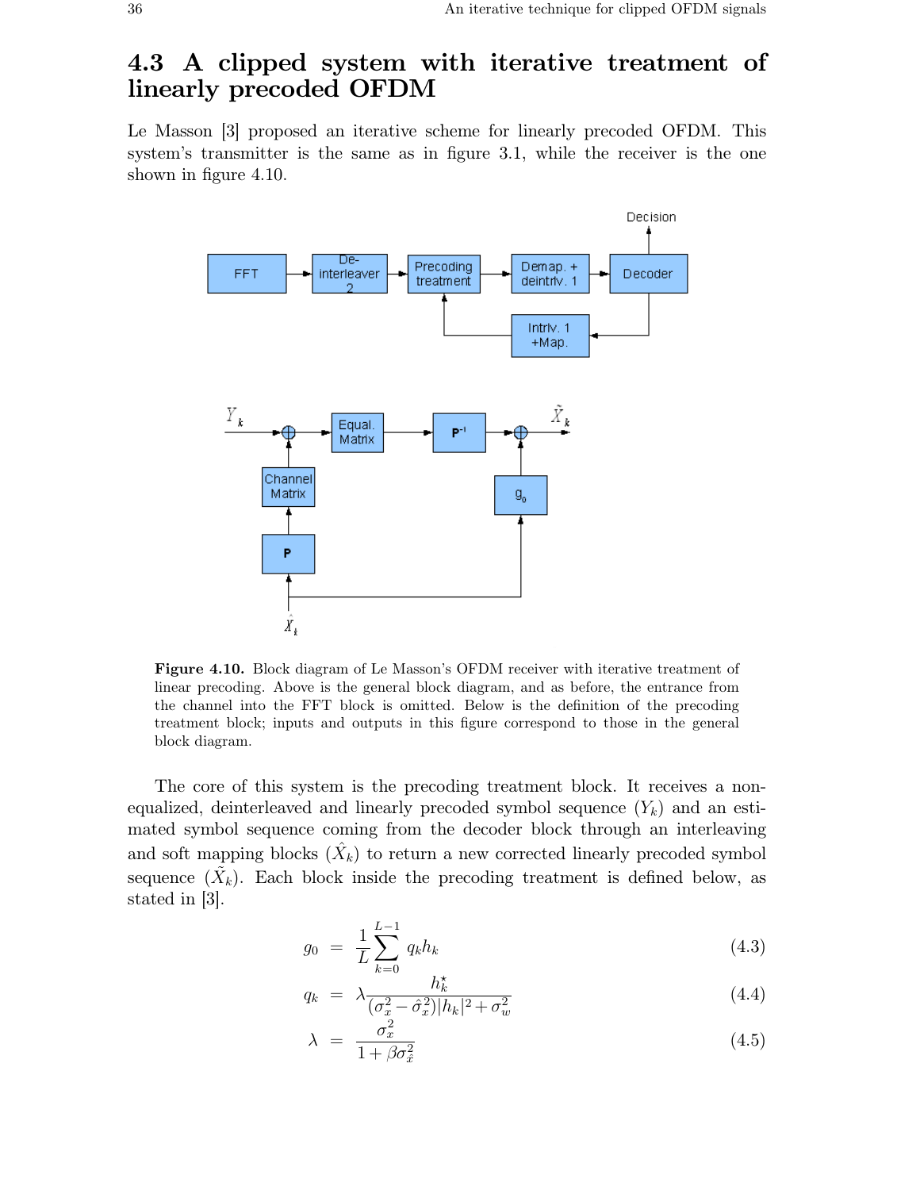## 4.3 A clipped system with iterative treatment of linearly precoded OFDM

Le Masson [3] proposed an iterative scheme for linearly precoded OFDM. This system's transmitter is the same as in figure 3.1, while the receiver is the one shown in figure 4.10.

**Figure 4.10.** Block diagram of Le Masson's OFDM receiver with iterative treatment of linear precoding. Above is the general block diagram, and as before, the entrance from the channel into the FFT block is omitted. Below is the definition of the precoding treatment block; inputs and outputs in this figure correspond to those in the general block diagram.

The core of this system is the precoding treatment block. It receives a non-equalized, deinterleaved and linearly precoded symbol sequence ($Y_k$) and an estimated symbol sequence coming from the decoder block through an interleaving and soft mapping blocks ($\hat{X}_k$) to return a new corrected linearly precoded symbol sequence ($\tilde{X}_k$). Each block inside the precoding treatment is defined below, as stated in [3].

$$g_0 = \frac{1}{L}\sum_{k=0}^{L-1} q_k h_k \tag{4.3}$$

$$q_k = \lambda \frac{h_k^\star}{(\sigma_x^2 - \hat{\sigma}_x^2)|h_k|^2 + \sigma_w^2} \tag{4.4}$$

$$\lambda = \frac{\sigma_x^2}{1 + \beta\sigma_{\hat{x}}^2} \tag{4.5}$$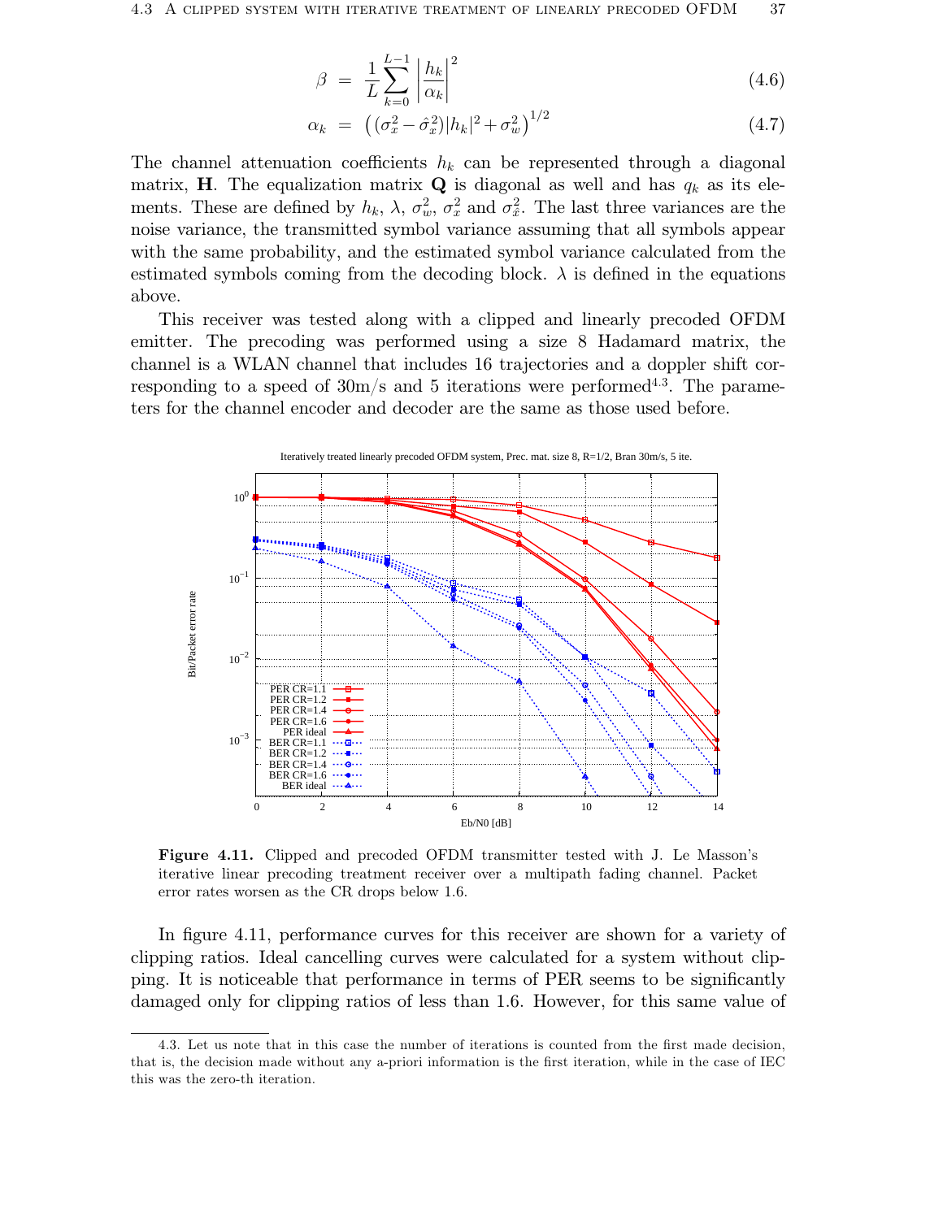$$\beta = \frac{1}{L}\sum_{k=0}^{L-1}\left|\frac{h_k}{\alpha_k}\right|^2 \tag{4.6}$$

$$\alpha_k = \left((\sigma_x^2 - \hat{\sigma}_x^2)|h_k|^2 + \sigma_w^2\right)^{1/2} \tag{4.7}$$

The channel attenuation coefficients $h_k$ can be represented through a diagonal matrix, $\mathbf{H}$. The equalization matrix $\mathbf{Q}$ is diagonal as well and has $q_k$ as its elements. These are defined by $h_k$, $\lambda$, $\sigma_w^2$, $\sigma_x^2$ and $\sigma_{\hat{x}}^2$. The last three variances are the noise variance, the transmitted symbol variance assuming that all symbols appear with the same probability, and the estimated symbol variance calculated from the estimated symbols coming from the decoding block. $\lambda$ is defined in the equations above.

This receiver was tested along with a clipped and linearly precoded OFDM emitter. The precoding was performed using a size 8 Hadamard matrix, the channel is a WLAN channel that includes 16 trajectories and a doppler shift corresponding to a speed of 30m/s and 5 iterations were performed[4.3]. The parameters for the channel encoder and decoder are the same as those used before.

**Figure 4.11.** Clipped and precoded OFDM transmitter tested with J. Le Masson's iterative linear precoding treatment receiver over a multipath fading channel. Packet error rates worsen as the CR drops below 1.6.

In figure 4.11, performance curves for this receiver are shown for a variety of clipping ratios. Ideal cancelling curves were calculated for a system without clipping. It is noticeable that performance in terms of PER seems to be significantly damaged only for clipping ratios of less than 1.6. However, for this same value of

4.3. Let us note that in this case the number of iterations is counted from the first made decision, that is, the decision made without any a-priori information is the first iteration, while in the case of IEC this was the zero-th iteration.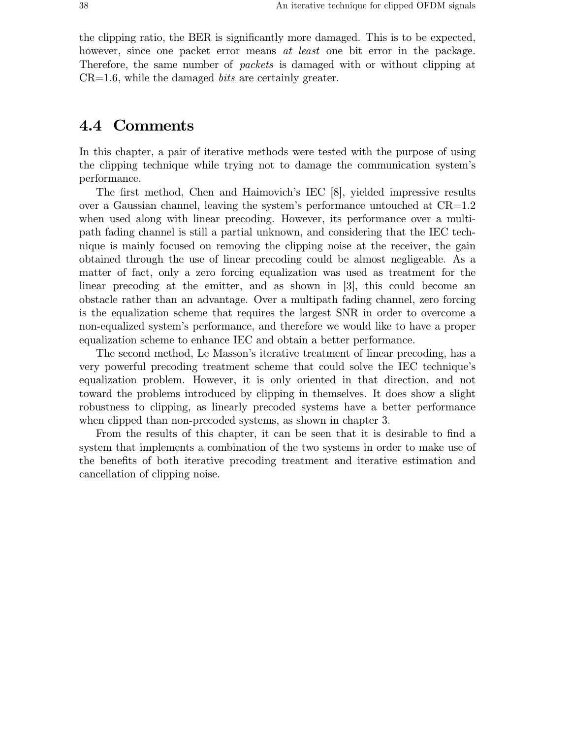the clipping ratio, the BER is significantly more damaged. This is to be expected, however, since one packet error means *at least* one bit error in the package. Therefore, the same number of *packets* is damaged with or without clipping at CR=1.6, while the damaged *bits* are certainly greater.

## 4.4 Comments

In this chapter, a pair of iterative methods were tested with the purpose of using the clipping technique while trying not to damage the communication system's performance.

The first method, Chen and Haimovich's IEC [8], yielded impressive results over a Gaussian channel, leaving the system's performance untouched at CR=1.2 when used along with linear precoding. However, its performance over a multipath fading channel is still a partial unknown, and considering that the IEC technique is mainly focused on removing the clipping noise at the receiver, the gain obtained through the use of linear precoding could be almost negligeable. As a matter of fact, only a zero forcing equalization was used as treatment for the linear precoding at the emitter, and as shown in [3], this could become an obstacle rather than an advantage. Over a multipath fading channel, zero forcing is the equalization scheme that requires the largest SNR in order to overcome a non-equalized system's performance, and therefore we would like to have a proper equalization scheme to enhance IEC and obtain a better performance.

The second method, Le Masson's iterative treatment of linear precoding, has a very powerful precoding treatment scheme that could solve the IEC technique's equalization problem. However, it is only oriented in that direction, and not toward the problems introduced by clipping in themselves. It does show a slight robustness to clipping, as linearly precoded systems have a better performance when clipped than non-precoded systems, as shown in chapter 3.

From the results of this chapter, it can be seen that it is desirable to find a system that implements a combination of the two systems in order to make use of the benefits of both iterative precoding treatment and iterative estimation and cancellation of clipping noise.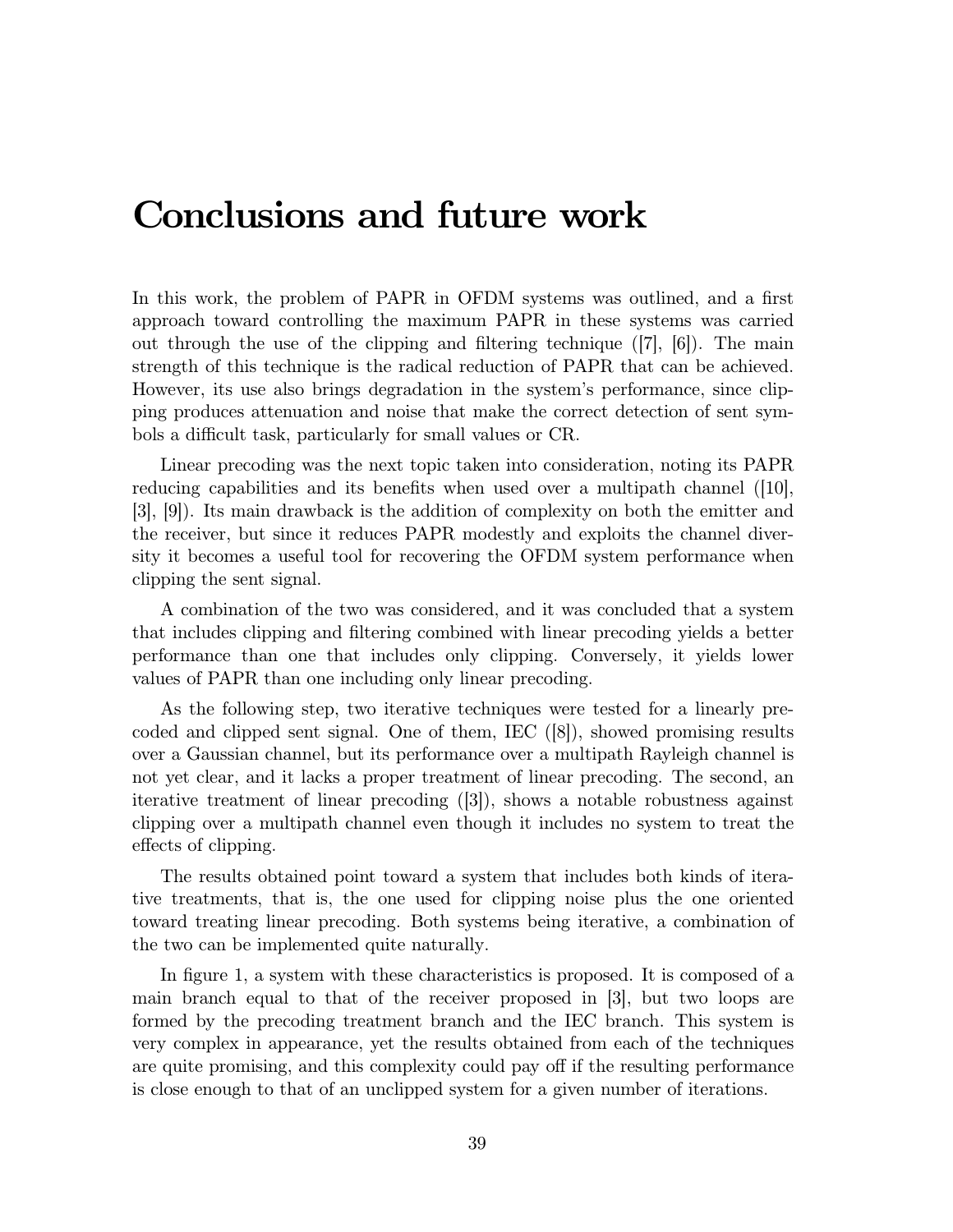# Conclusions and future work

In this work, the problem of PAPR in OFDM systems was outlined, and a first approach toward controlling the maximum PAPR in these systems was carried out through the use of the clipping and filtering technique ([7], [6]). The main strength of this technique is the radical reduction of PAPR that can be achieved. However, its use also brings degradation in the system's performance, since clipping produces attenuation and noise that make the correct detection of sent symbols a difficult task, particularly for small values or CR.

Linear precoding was the next topic taken into consideration, noting its PAPR reducing capabilities and its benefits when used over a multipath channel ([10], [3], [9]). Its main drawback is the addition of complexity on both the emitter and the receiver, but since it reduces PAPR modestly and exploits the channel diversity it becomes a useful tool for recovering the OFDM system performance when clipping the sent signal.

A combination of the two was considered, and it was concluded that a system that includes clipping and filtering combined with linear precoding yields a better performance than one that includes only clipping. Conversely, it yields lower values of PAPR than one including only linear precoding.

As the following step, two iterative techniques were tested for a linearly precoded and clipped sent signal. One of them, IEC ([8]), showed promising results over a Gaussian channel, but its performance over a multipath Rayleigh channel is not yet clear, and it lacks a proper treatment of linear precoding. The second, an iterative treatment of linear precoding ([3]), shows a notable robustness against clipping over a multipath channel even though it includes no system to treat the effects of clipping.

The results obtained point toward a system that includes both kinds of iterative treatments, that is, the one used for clipping noise plus the one oriented toward treating linear precoding. Both systems being iterative, a combination of the two can be implemented quite naturally.

In figure 1, a system with these characteristics is proposed. It is composed of a main branch equal to that of the receiver proposed in [3], but two loops are formed by the precoding treatment branch and the IEC branch. This system is very complex in appearance, yet the results obtained from each of the techniques are quite promising, and this complexity could pay off if the resulting performance is close enough to that of an unclipped system for a given number of iterations.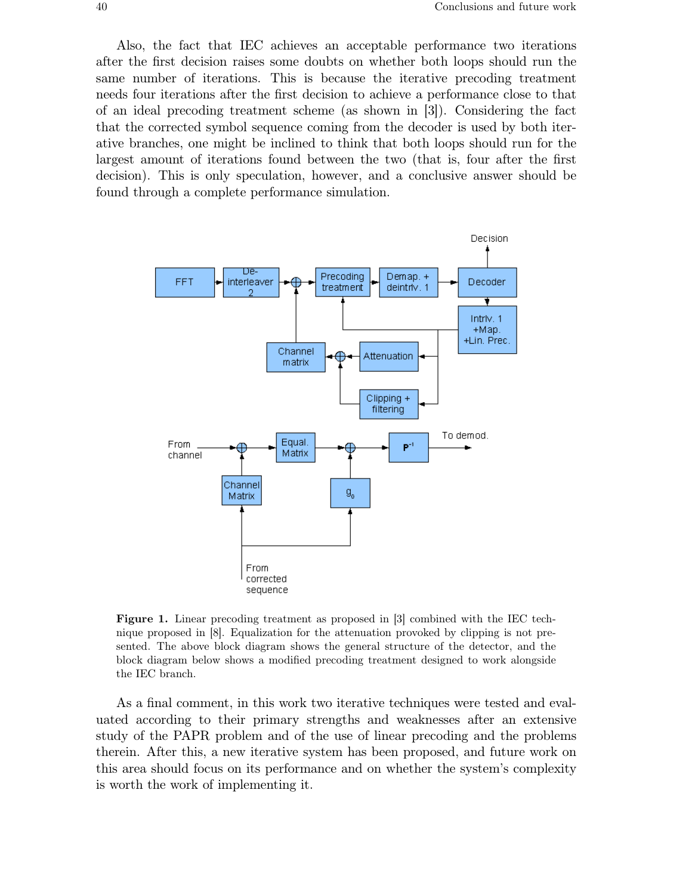Also, the fact that IEC achieves an acceptable performance two iterations after the first decision raises some doubts on whether both loops should run the same number of iterations. This is because the iterative precoding treatment needs four iterations after the first decision to achieve a performance close to that of an ideal precoding treatment scheme (as shown in [3]). Considering the fact that the corrected symbol sequence coming from the decoder is used by both iterative branches, one might be inclined to think that both loops should run for the largest amount of iterations found between the two (that is, four after the first decision). This is only speculation, however, and a conclusive answer should be found through a complete performance simulation.

**Figure 1.** Linear precoding treatment as proposed in [3] combined with the IEC technique proposed in [8]. Equalization for the attenuation provoked by clipping is not presented. The above block diagram shows the general structure of the detector, and the block diagram below shows a modified precoding treatment designed to work alongside the IEC branch.

As a final comment, in this work two iterative techniques were tested and evaluated according to their primary strengths and weaknesses after an extensive study of the PAPR problem and of the use of linear precoding and the problems therein. After this, a new iterative system has been proposed, and future work on this area should focus on its performance and on whether the system's complexity is worth the work of implementing it.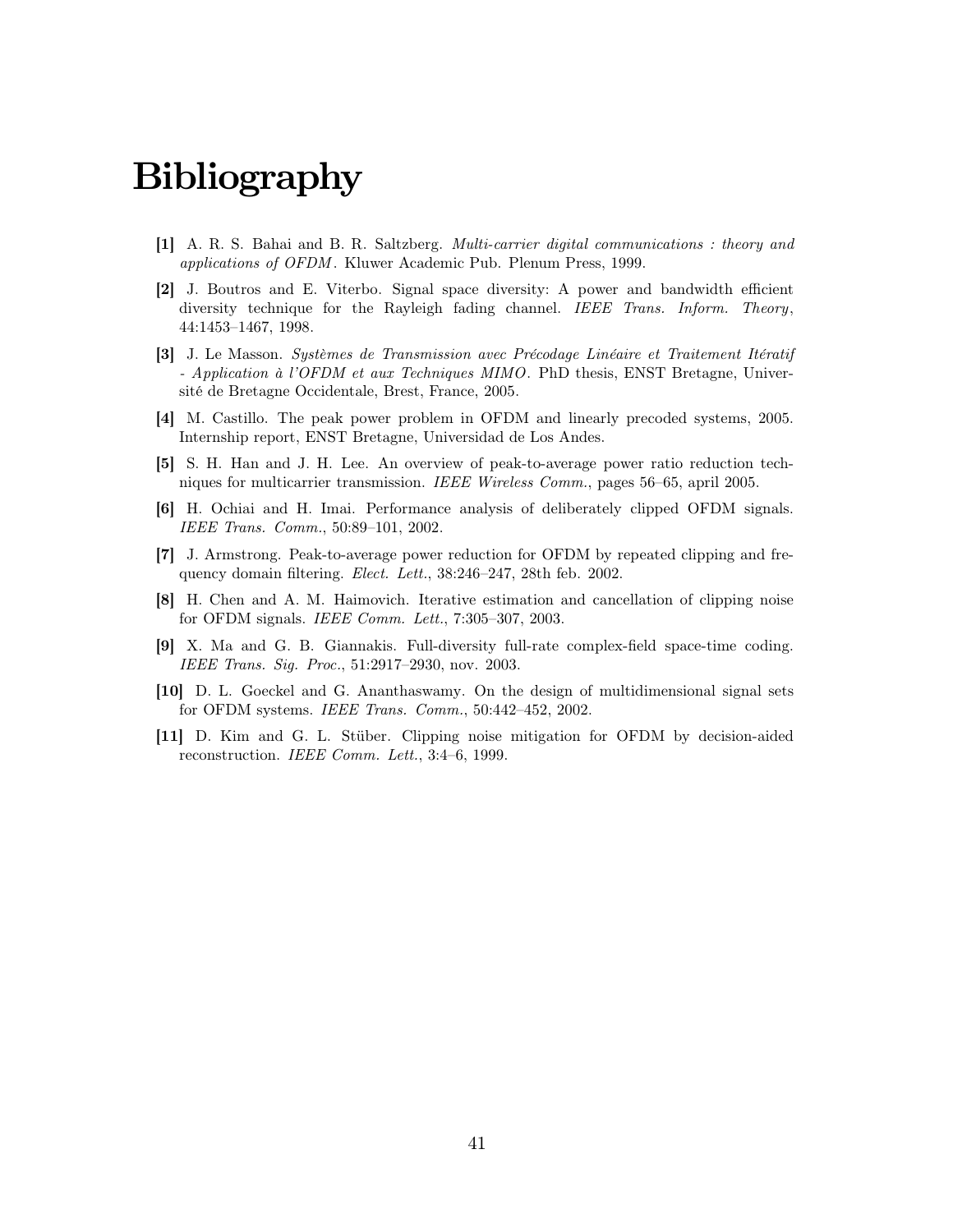# Bibliography

**[1]** A. R. S. Bahai and B. R. Saltzberg. *Multi-carrier digital communications : theory and applications of OFDM*. Kluwer Academic Pub. Plenum Press, 1999.

**[2]** J. Boutros and E. Viterbo. Signal space diversity: A power and bandwidth efficient diversity technique for the Rayleigh fading channel. *IEEE Trans. Inform. Theory*, 44:1453–1467, 1998.

**[3]** J. Le Masson. *Systèmes de Transmission avec Précodage Linéaire et Traitement Itératif - Application à l'OFDM et aux Techniques MIMO*. PhD thesis, ENST Bretagne, Université de Bretagne Occidentale, Brest, France, 2005.

**[4]** M. Castillo. The peak power problem in OFDM and linearly precoded systems, 2005. Internship report, ENST Bretagne, Universidad de Los Andes.

**[5]** S. H. Han and J. H. Lee. An overview of peak-to-average power ratio reduction techniques for multicarrier transmission. *IEEE Wireless Comm.*, pages 56–65, april 2005.

**[6]** H. Ochiai and H. Imai. Performance analysis of deliberately clipped OFDM signals. *IEEE Trans. Comm.*, 50:89–101, 2002.

**[7]** J. Armstrong. Peak-to-average power reduction for OFDM by repeated clipping and frequency domain filtering. *Elect. Lett.*, 38:246–247, 28th feb. 2002.

**[8]** H. Chen and A. M. Haimovich. Iterative estimation and cancellation of clipping noise for OFDM signals. *IEEE Comm. Lett.*, 7:305–307, 2003.

**[9]** X. Ma and G. B. Giannakis. Full-diversity full-rate complex-field space-time coding. *IEEE Trans. Sig. Proc.*, 51:2917–2930, nov. 2003.

**[10]** D. L. Goeckel and G. Ananthaswamy. On the design of multidimensional signal sets for OFDM systems. *IEEE Trans. Comm.*, 50:442–452, 2002.

**[11]** D. Kim and G. L. Stüber. Clipping noise mitigation for OFDM by decision-aided reconstruction. *IEEE Comm. Lett.*, 3:4–6, 1999.